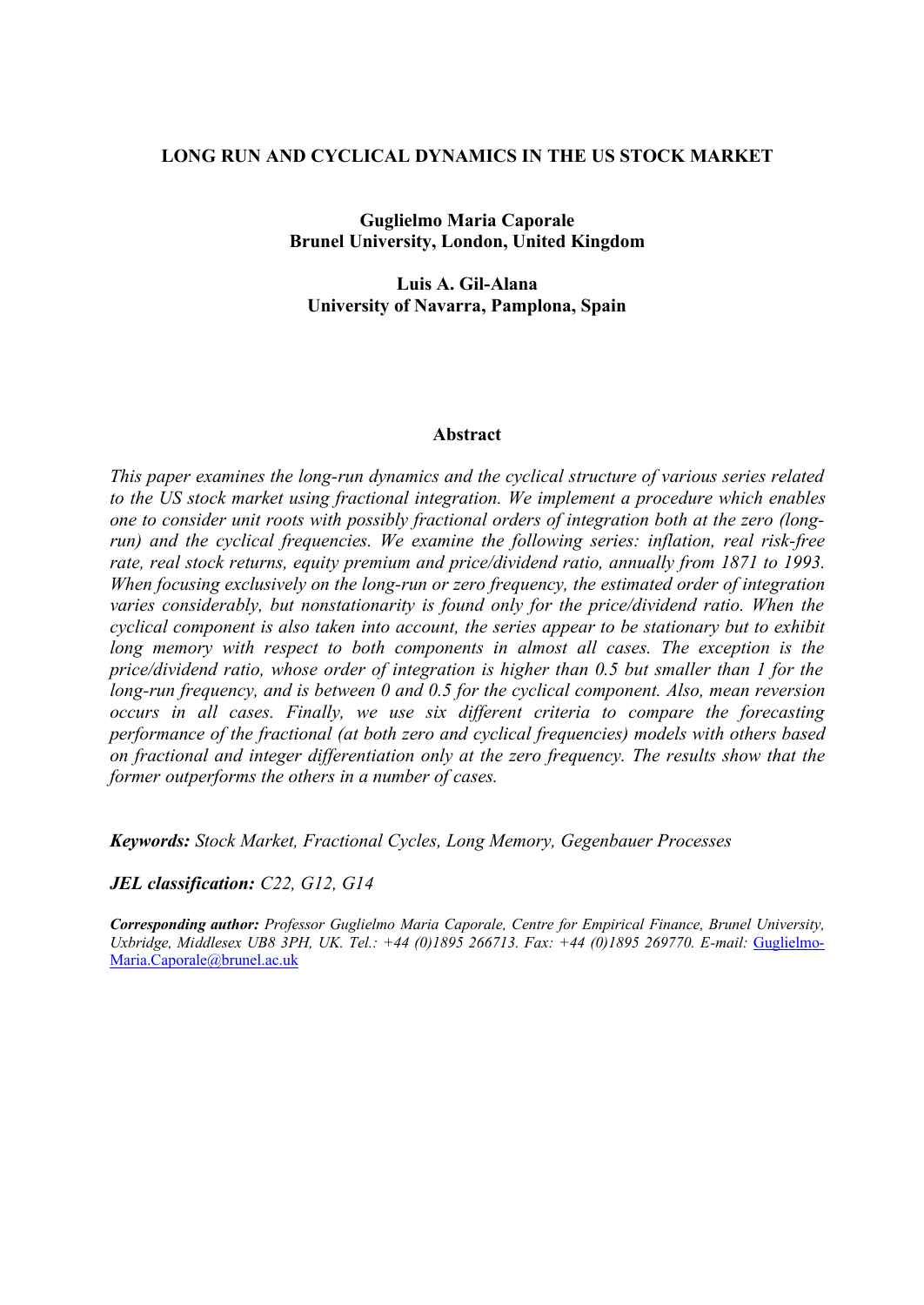# LONG RUN AND CYCLICAL DYNAMICS IN THE US STOCK MARKET

**Guglielmo Maria Caporale**
**Brunel University, London, United Kingdom**

**Luis A. Gil-Alana**
**University of Navarra, Pamplona, Spain**

## Abstract

*This paper examines the long-run dynamics and the cyclical structure of various series related to the US stock market using fractional integration. We implement a procedure which enables one to consider unit roots with possibly fractional orders of integration both at the zero (long-run) and the cyclical frequencies. We examine the following series: inflation, real risk-free rate, real stock returns, equity premium and price/dividend ratio, annually from 1871 to 1993. When focusing exclusively on the long-run or zero frequency, the estimated order of integration varies considerably, but nonstationarity is found only for the price/dividend ratio. When the cyclical component is also taken into account, the series appear to be stationary but to exhibit long memory with respect to both components in almost all cases. The exception is the price/dividend ratio, whose order of integration is higher than 0.5 but smaller than 1 for the long-run frequency, and is between 0 and 0.5 for the cyclical component. Also, mean reversion occurs in all cases. Finally, we use six different criteria to compare the forecasting performance of the fractional (at both zero and cyclical frequencies) models with others based on fractional and integer differentiation only at the zero frequency. The results show that the former outperforms the others in a number of cases.*

***Keywords:*** *Stock Market, Fractional Cycles, Long Memory, Gegenbauer Processes*

***JEL classification:*** *C22, G12, G14*

***Corresponding author:*** *Professor Guglielmo Maria Caporale, Centre for Empirical Finance, Brunel University, Uxbridge, Middlesex UB8 3PH, UK. Tel.: +44 (0)1895 266713. Fax: +44 (0)1895 269770. E-mail:* Guglielmo-Maria.Caporale@brunel.ac.uk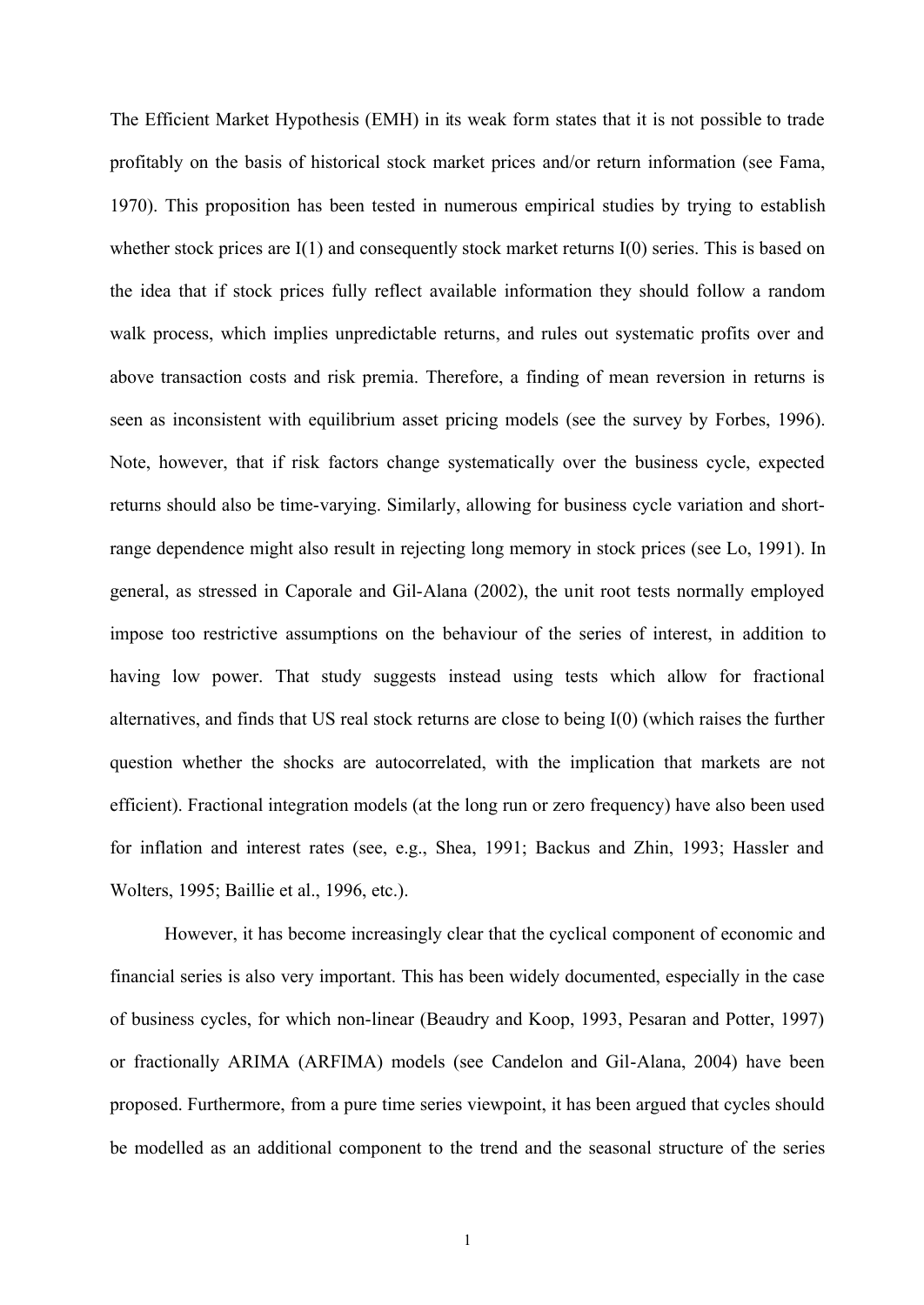The Efficient Market Hypothesis (EMH) in its weak form states that it is not possible to trade profitably on the basis of historical stock market prices and/or return information (see Fama, 1970). This proposition has been tested in numerous empirical studies by trying to establish whether stock prices are I(1) and consequently stock market returns I(0) series. This is based on the idea that if stock prices fully reflect available information they should follow a random walk process, which implies unpredictable returns, and rules out systematic profits over and above transaction costs and risk premia. Therefore, a finding of mean reversion in returns is seen as inconsistent with equilibrium asset pricing models (see the survey by Forbes, 1996). Note, however, that if risk factors change systematically over the business cycle, expected returns should also be time-varying. Similarly, allowing for business cycle variation and short-range dependence might also result in rejecting long memory in stock prices (see Lo, 1991). In general, as stressed in Caporale and Gil-Alana (2002), the unit root tests normally employed impose too restrictive assumptions on the behaviour of the series of interest, in addition to having low power. That study suggests instead using tests which allow for fractional alternatives, and finds that US real stock returns are close to being I(0) (which raises the further question whether the shocks are autocorrelated, with the implication that markets are not efficient). Fractional integration models (at the long run or zero frequency) have also been used for inflation and interest rates (see, e.g., Shea, 1991; Backus and Zhin, 1993; Hassler and Wolters, 1995; Baillie et al., 1996, etc.).

However, it has become increasingly clear that the cyclical component of economic and financial series is also very important. This has been widely documented, especially in the case of business cycles, for which non-linear (Beaudry and Koop, 1993, Pesaran and Potter, 1997) or fractionally ARIMA (ARFIMA) models (see Candelon and Gil-Alana, 2004) have been proposed. Furthermore, from a pure time series viewpoint, it has been argued that cycles should be modelled as an additional component to the trend and the seasonal structure of the series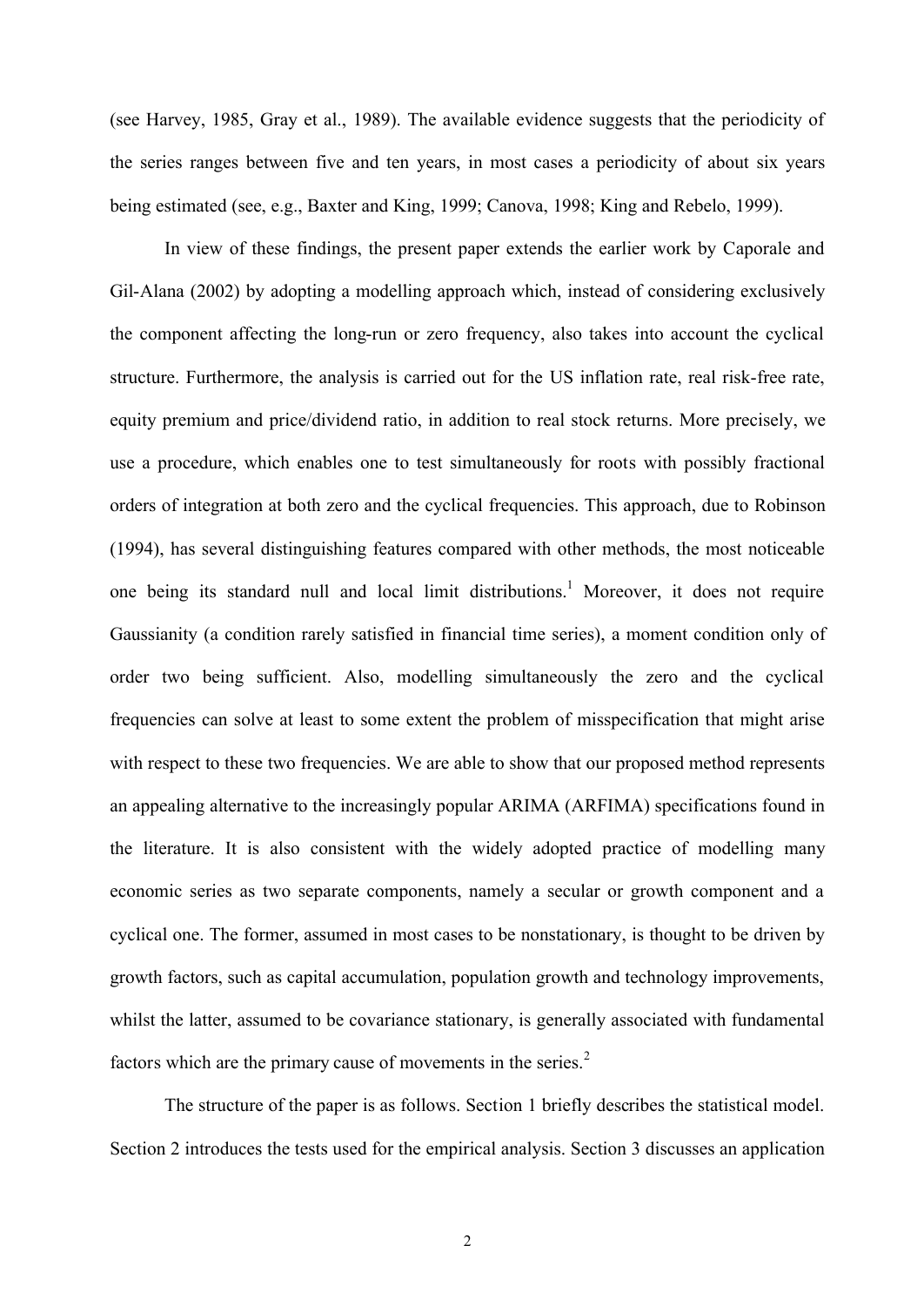(see Harvey, 1985, Gray et al., 1989). The available evidence suggests that the periodicity of the series ranges between five and ten years, in most cases a periodicity of about six years being estimated (see, e.g., Baxter and King, 1999; Canova, 1998; King and Rebelo, 1999).

In view of these findings, the present paper extends the earlier work by Caporale and Gil-Alana (2002) by adopting a modelling approach which, instead of considering exclusively the component affecting the long-run or zero frequency, also takes into account the cyclical structure. Furthermore, the analysis is carried out for the US inflation rate, real risk-free rate, equity premium and price/dividend ratio, in addition to real stock returns. More precisely, we use a procedure, which enables one to test simultaneously for roots with possibly fractional orders of integration at both zero and the cyclical frequencies. This approach, due to Robinson (1994), has several distinguishing features compared with other methods, the most noticeable one being its standard null and local limit distributions.[1] Moreover, it does not require Gaussianity (a condition rarely satisfied in financial time series), a moment condition only of order two being sufficient. Also, modelling simultaneously the zero and the cyclical frequencies can solve at least to some extent the problem of misspecification that might arise with respect to these two frequencies. We are able to show that our proposed method represents an appealing alternative to the increasingly popular ARIMA (ARFIMA) specifications found in the literature. It is also consistent with the widely adopted practice of modelling many economic series as two separate components, namely a secular or growth component and a cyclical one. The former, assumed in most cases to be nonstationary, is thought to be driven by growth factors, such as capital accumulation, population growth and technology improvements, whilst the latter, assumed to be covariance stationary, is generally associated with fundamental factors which are the primary cause of movements in the series.[2]

The structure of the paper is as follows. Section 1 briefly describes the statistical model. Section 2 introduces the tests used for the empirical analysis. Section 3 discusses an application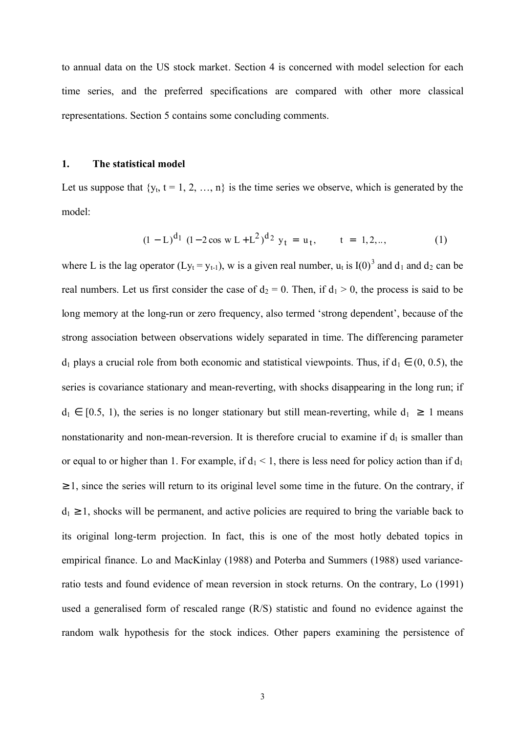to annual data on the US stock market. Section 4 is concerned with model selection for each time series, and the preferred specifications are compared with other more classical representations. Section 5 contains some concluding comments.

## 1. The statistical model

Let us suppose that $\{y_t, t = 1, 2, \ldots, n\}$ is the time series we observe, which is generated by the model:

$$(1 - L)^{d_1} \; (1 - 2\cos w \, L + L^2)^{d_2} \; y_t \; = \; u_t, \qquad t \; = \; 1, 2, \ldots, \tag{1}$$

where L is the lag operator ($Ly_t = y_{t-1}$), w is a given real number, $u_t$ is I(0)[3] and $d_1$ and $d_2$ can be real numbers. Let us first consider the case of $d_2 = 0$. Then, if $d_1 > 0$, the process is said to be long memory at the long-run or zero frequency, also termed 'strong dependent', because of the strong association between observations widely separated in time. The differencing parameter $d_1$ plays a crucial role from both economic and statistical viewpoints. Thus, if $d_1 \in (0, 0.5)$, the series is covariance stationary and mean-reverting, with shocks disappearing in the long run; if $d_1 \in [0.5, 1)$, the series is no longer stationary but still mean-reverting, while $d_1 \geq 1$ means nonstationarity and non-mean-reversion. It is therefore crucial to examine if $d_1$ is smaller than or equal to or higher than 1. For example, if $d_1 < 1$, there is less need for policy action than if $d_1 \geq 1$, since the series will return to its original level some time in the future. On the contrary, if $d_1 \geq 1$, shocks will be permanent, and active policies are required to bring the variable back to its original long-term projection. In fact, this is one of the most hotly debated topics in empirical finance. Lo and MacKinlay (1988) and Poterba and Summers (1988) used variance-ratio tests and found evidence of mean reversion in stock returns. On the contrary, Lo (1991) used a generalised form of rescaled range (R/S) statistic and found no evidence against the random walk hypothesis for the stock indices. Other papers examining the persistence of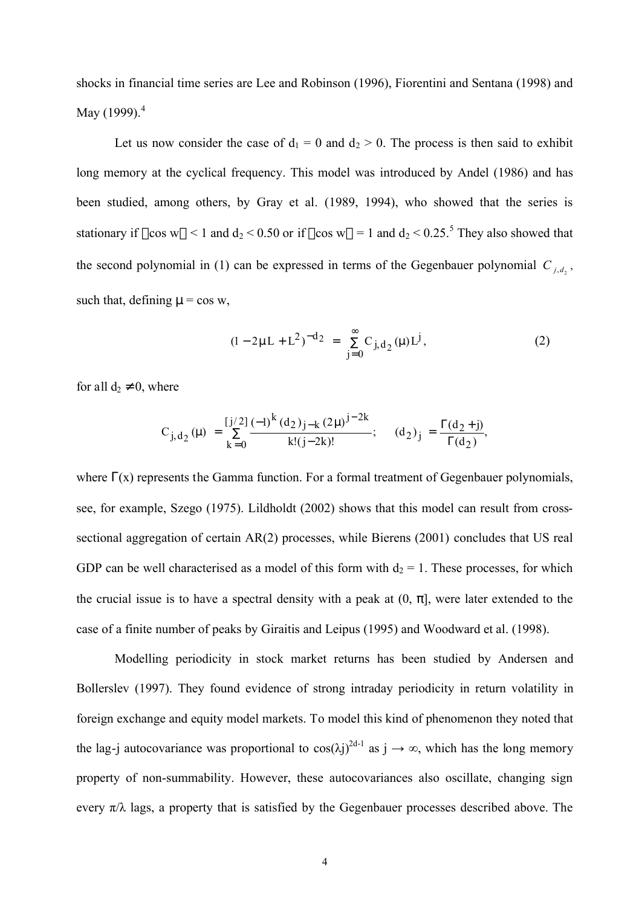shocks in financial time series are Lee and Robinson (1996), Fiorentini and Sentana (1998) and May (1999).[4]

Let us now consider the case of $d_1 = 0$ and $d_2 > 0$. The process is then said to exhibit long memory at the cyclical frequency. This model was introduced by Andel (1986) and has been studied, among others, by Gray et al. (1989, 1994), who showed that the series is stationary if $|\cos w| < 1$ and $d_2 < 0.50$ or if $|\cos w| = 1$ and $d_2 < 0.25$.[5] They also showed that the second polynomial in (1) can be expressed in terms of the Gegenbauer polynomial $C_{j,d_2}$, such that, defining $\mu = \cos w$,

$$(1 - 2\mu L + L^2)^{-d_2} \;=\; \sum_{j=0}^{\infty} C_{j,d_2}(\mu) L^j, \qquad (2)$$

for all $d_2 \neq 0$, where

$$C_{j,d_2}(\mu) \;=\; \sum_{k=0}^{[j/2]} \frac{(-1)^k (d_2)_{j-k} (2\mu)^{j-2k}}{k!(j-2k)!}; \qquad (d_2)_j \;=\; \frac{\Gamma(d_2 + j)}{\Gamma(d_2)},$$

where $\Gamma(x)$ represents the Gamma function. For a formal treatment of Gegenbauer polynomials, see, for example, Szego (1975). Lildholdt (2002) shows that this model can result from cross-sectional aggregation of certain AR(2) processes, while Bierens (2001) concludes that US real GDP can be well characterised as a model of this form with $d_2 = 1$. These processes, for which the crucial issue is to have a spectral density with a peak at $(0, \pi]$, were later extended to the case of a finite number of peaks by Giraitis and Leipus (1995) and Woodward et al. (1998).

Modelling periodicity in stock market returns has been studied by Andersen and Bollerslev (1997). They found evidence of strong intraday periodicity in return volatility in foreign exchange and equity model markets. To model this kind of phenomenon they noted that the lag-j autocovariance was proportional to $\cos(\lambda j)^{2d-1}$ as $j \to \infty$, which has the long memory property of non-summability. However, these autocovariances also oscillate, changing sign every $\pi/\lambda$ lags, a property that is satisfied by the Gegenbauer processes described above. The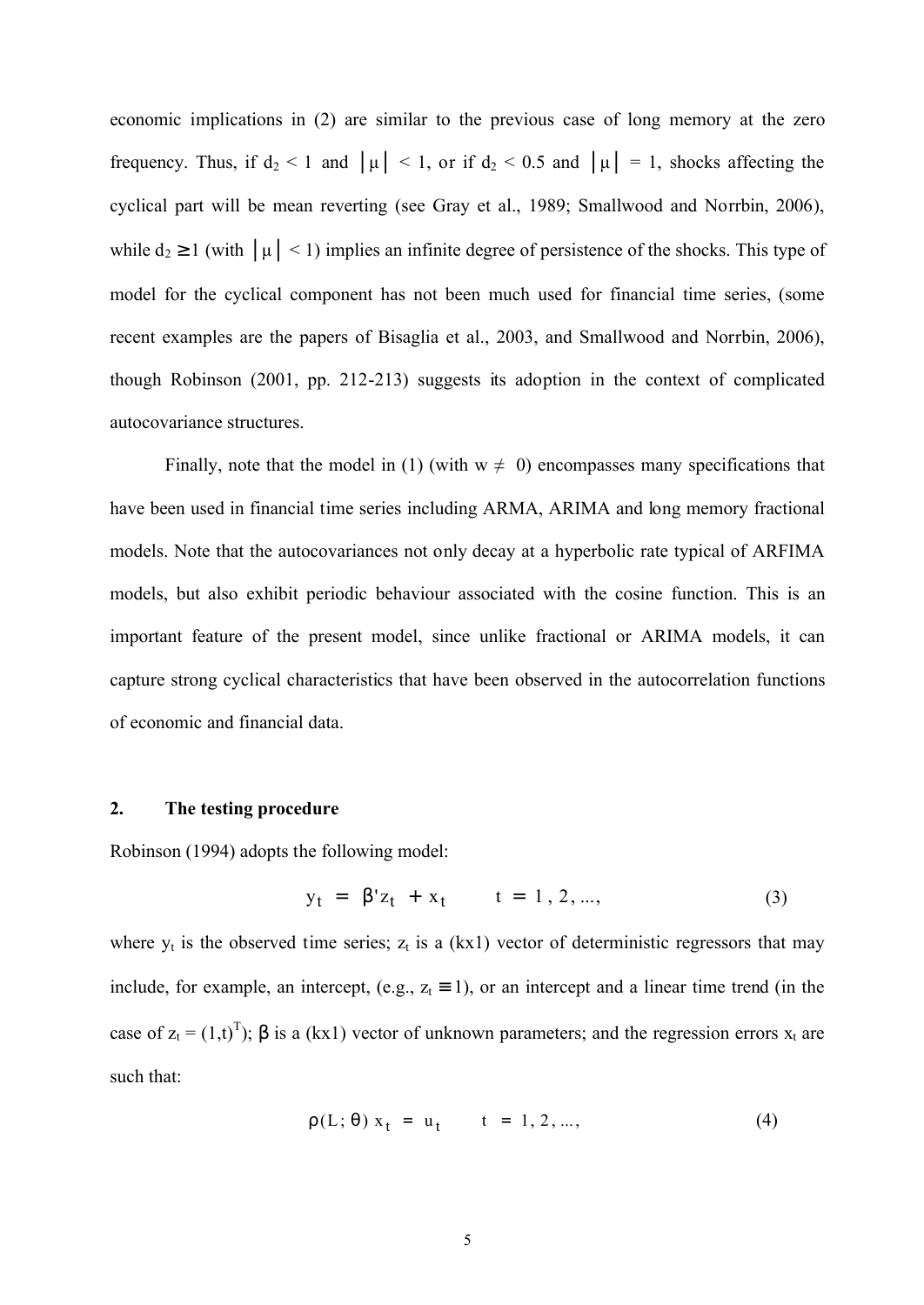economic implications in (2) are similar to the previous case of long memory at the zero frequency. Thus, if $d_2 < 1$ and $|\mu| < 1$, or if $d_2 < 0.5$ and $|\mu| = 1$, shocks affecting the cyclical part will be mean reverting (see Gray et al., 1989; Smallwood and Norrbin, 2006), while $d_2 \geq 1$ (with $|\mu| < 1$) implies an infinite degree of persistence of the shocks. This type of model for the cyclical component has not been much used for financial time series, (some recent examples are the papers of Bisaglia et al., 2003, and Smallwood and Norrbin, 2006), though Robinson (2001, pp. 212-213) suggests its adoption in the context of complicated autocovariance structures.

Finally, note that the model in (1) (with $w \neq 0$) encompasses many specifications that have been used in financial time series including ARMA, ARIMA and long memory fractional models. Note that the autocovariances not only decay at a hyperbolic rate typical of ARFIMA models, but also exhibit periodic behaviour associated with the cosine function. This is an important feature of the present model, since unlike fractional or ARIMA models, it can capture strong cyclical characteristics that have been observed in the autocorrelation functions of economic and financial data.

## 2. The testing procedure

Robinson (1994) adopts the following model:

$$y_t = \beta' z_t + x_t \qquad t = 1, 2, ..., \tag{3}$$

where $y_t$ is the observed time series; $z_t$ is a (kx1) vector of deterministic regressors that may include, for example, an intercept, (e.g., $z_t \equiv 1$), or an intercept and a linear time trend (in the case of $z_t = (1,t)^T$); $\beta$ is a (kx1) vector of unknown parameters; and the regression errors $x_t$ are such that:

$$\rho(L; \theta)\, x_t = u_t \qquad t = 1, 2, ..., \tag{4}$$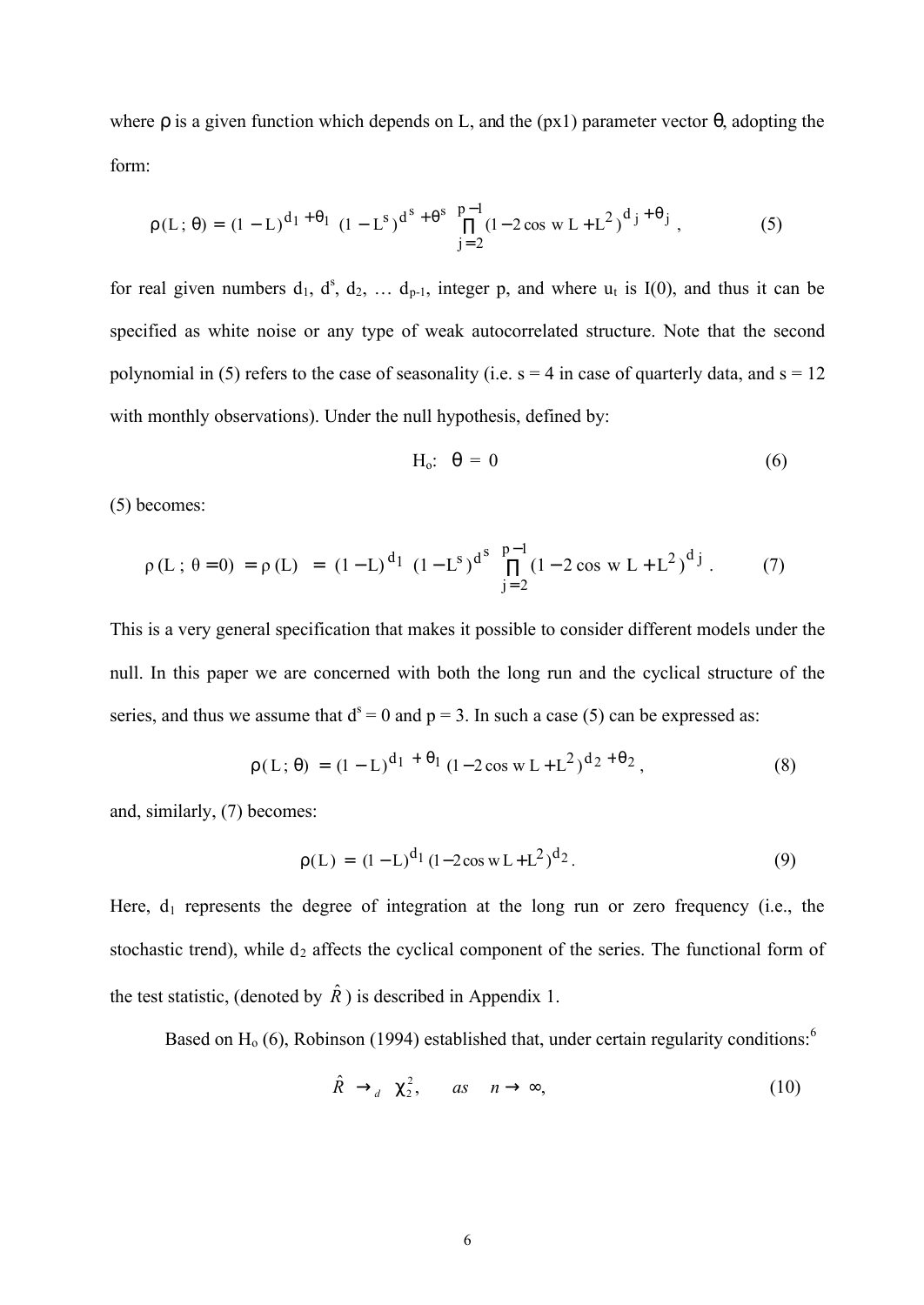where $\rho$ is a given function which depends on L, and the (px1) parameter vector $\theta$, adopting the form:

$$\rho(L;\theta) = (1-L)^{d_1+\theta_1}\ (1-L^s)^{d^s+\theta^s}\prod_{j=2}^{p-1}(1-2\cos w L + L^2)^{d_j+\theta_j}, \tag{5}$$

for real given numbers $d_1$, $d^s$, $d_2$, … $d_{p-1}$, integer p, and where $u_t$ is I(0), and thus it can be specified as white noise or any type of weak autocorrelated structure. Note that the second polynomial in (5) refers to the case of seasonality (i.e. s = 4 in case of quarterly data, and s = 12 with monthly observations). Under the null hypothesis, defined by:

$$H_o: \quad \theta = 0 \tag{6}$$

(5) becomes:

$$\rho(L;\theta=0) = \rho(L) = (1-L)^{d_1}\ (1-L^s)^{d^s}\prod_{j=2}^{p-1}(1-2\cos w L + L^2)^{d_j}. \tag{7}$$

This is a very general specification that makes it possible to consider different models under the null. In this paper we are concerned with both the long run and the cyclical structure of the series, and thus we assume that $d^s = 0$ and p = 3. In such a case (5) can be expressed as:

$$\rho(L;\theta) = (1-L)^{d_1+\theta_1}(1-2\cos w L + L^2)^{d_2+\theta_2}, \tag{8}$$

and, similarly, (7) becomes:

$$\rho(L) = (1-L)^{d_1}(1-2\cos w L + L^2)^{d_2}. \tag{9}$$

Here, $d_1$ represents the degree of integration at the long run or zero frequency (i.e., the stochastic trend), while $d_2$ affects the cyclical component of the series. The functional form of the test statistic, (denoted by $\hat{R}$) is described in Appendix 1.

Based on $H_o$ (6), Robinson (1994) established that, under certain regularity conditions:[6]

$$\hat{R} \to_d \chi_2^2, \quad as \quad n \to \infty, \tag{10}$$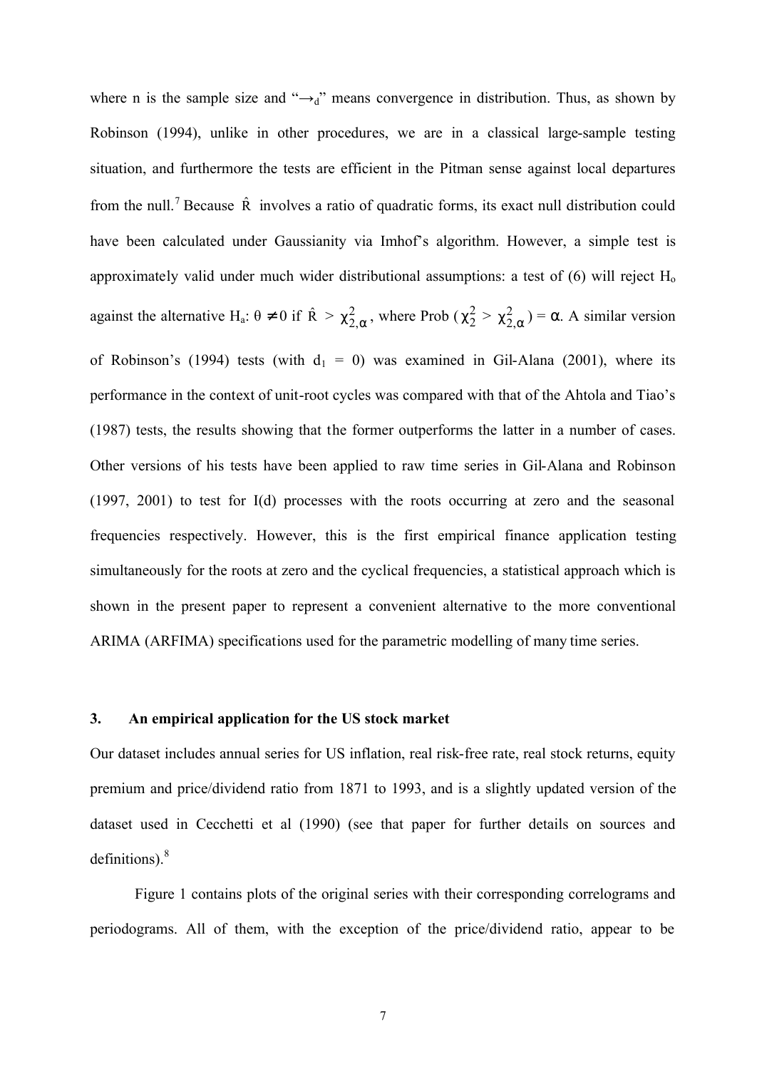where n is the sample size and "$\rightarrow_d$" means convergence in distribution. Thus, as shown by Robinson (1994), unlike in other procedures, we are in a classical large-sample testing situation, and furthermore the tests are efficient in the Pitman sense against local departures from the null.[7] Because $\hat{R}$ involves a ratio of quadratic forms, its exact null distribution could have been calculated under Gaussianity via Imhof's algorithm. However, a simple test is approximately valid under much wider distributional assumptions: a test of (6) will reject $H_o$ against the alternative $H_a$: $\theta \neq 0$ if $\hat{R} > \chi^2_{2,\alpha}$, where Prob ($\chi^2_2 > \chi^2_{2,\alpha}$) = $\alpha$. A similar version of Robinson's (1994) tests (with $d_1 = 0$) was examined in Gil-Alana (2001), where its performance in the context of unit-root cycles was compared with that of the Ahtola and Tiao's (1987) tests, the results showing that the former outperforms the latter in a number of cases. Other versions of his tests have been applied to raw time series in Gil-Alana and Robinson (1997, 2001) to test for I(d) processes with the roots occurring at zero and the seasonal frequencies respectively. However, this is the first empirical finance application testing simultaneously for the roots at zero and the cyclical frequencies, a statistical approach which is shown in the present paper to represent a convenient alternative to the more conventional ARIMA (ARFIMA) specifications used for the parametric modelling of many time series.

## 3. An empirical application for the US stock market

Our dataset includes annual series for US inflation, real risk-free rate, real stock returns, equity premium and price/dividend ratio from 1871 to 1993, and is a slightly updated version of the dataset used in Cecchetti et al (1990) (see that paper for further details on sources and definitions).[8]

Figure 1 contains plots of the original series with their corresponding correlograms and periodograms. All of them, with the exception of the price/dividend ratio, appear to be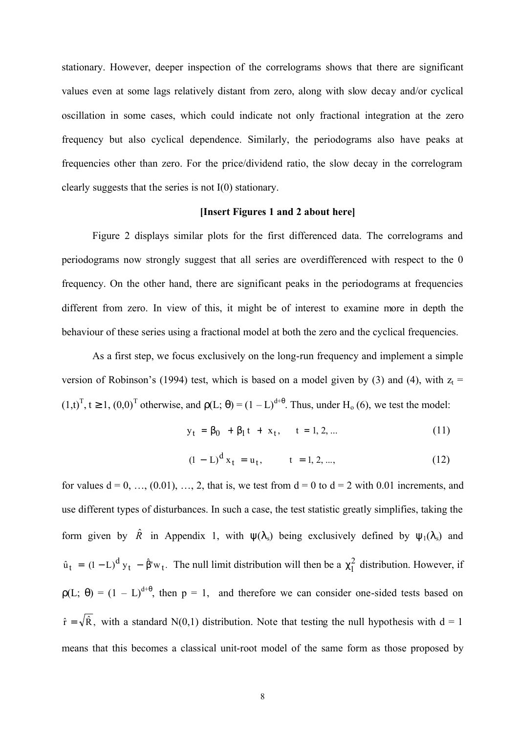stationary. However, deeper inspection of the correlograms shows that there are significant values even at some lags relatively distant from zero, along with slow decay and/or cyclical oscillation in some cases, which could indicate not only fractional integration at the zero frequency but also cyclical dependence. Similarly, the periodograms also have peaks at frequencies other than zero. For the price/dividend ratio, the slow decay in the correlogram clearly suggests that the series is not I(0) stationary.

**[Insert Figures 1 and 2 about here]**

Figure 2 displays similar plots for the first differenced data. The correlograms and periodograms now strongly suggest that all series are overdifferenced with respect to the 0 frequency. On the other hand, there are significant peaks in the periodograms at frequencies different from zero. In view of this, it might be of interest to examine more in depth the behaviour of these series using a fractional model at both the zero and the cyclical frequencies.

As a first step, we focus exclusively on the long-run frequency and implement a simple version of Robinson's (1994) test, which is based on a model given by (3) and (4), with $z_t = (1,t)^T$, $t \geq 1$, $(0,0)^T$ otherwise, and $\rho(L; \theta) = (1 - L)^{d+\theta}$. Thus, under $H_o$ (6), we test the model:

$$y_t = \beta_0 + \beta_1 t + x_t, \qquad t = 1, 2, ... \tag{11}$$

$$(1 - L)^d x_t = u_t, \qquad t = 1, 2, ..., \tag{12}$$

for values d = 0, …, (0.01), …, 2, that is, we test from d = 0 to d = 2 with 0.01 increments, and use different types of disturbances. In such a case, the test statistic greatly simplifies, taking the form given by $\hat{R}$ in Appendix 1, with $\psi(\lambda_s)$ being exclusively defined by $\psi_1(\lambda_s)$ and $\hat{u}_t = (1 - L)^d y_t - \hat{\beta}' w_t$. The null limit distribution will then be a $\chi_1^2$ distribution. However, if $\rho(L; \theta) = (1 - L)^{d+\theta}$, then p = 1, and therefore we can consider one-sided tests based on $\hat{r} = \sqrt{\hat{R}}$, with a standard N(0,1) distribution. Note that testing the null hypothesis with d = 1 means that this becomes a classical unit-root model of the same form as those proposed by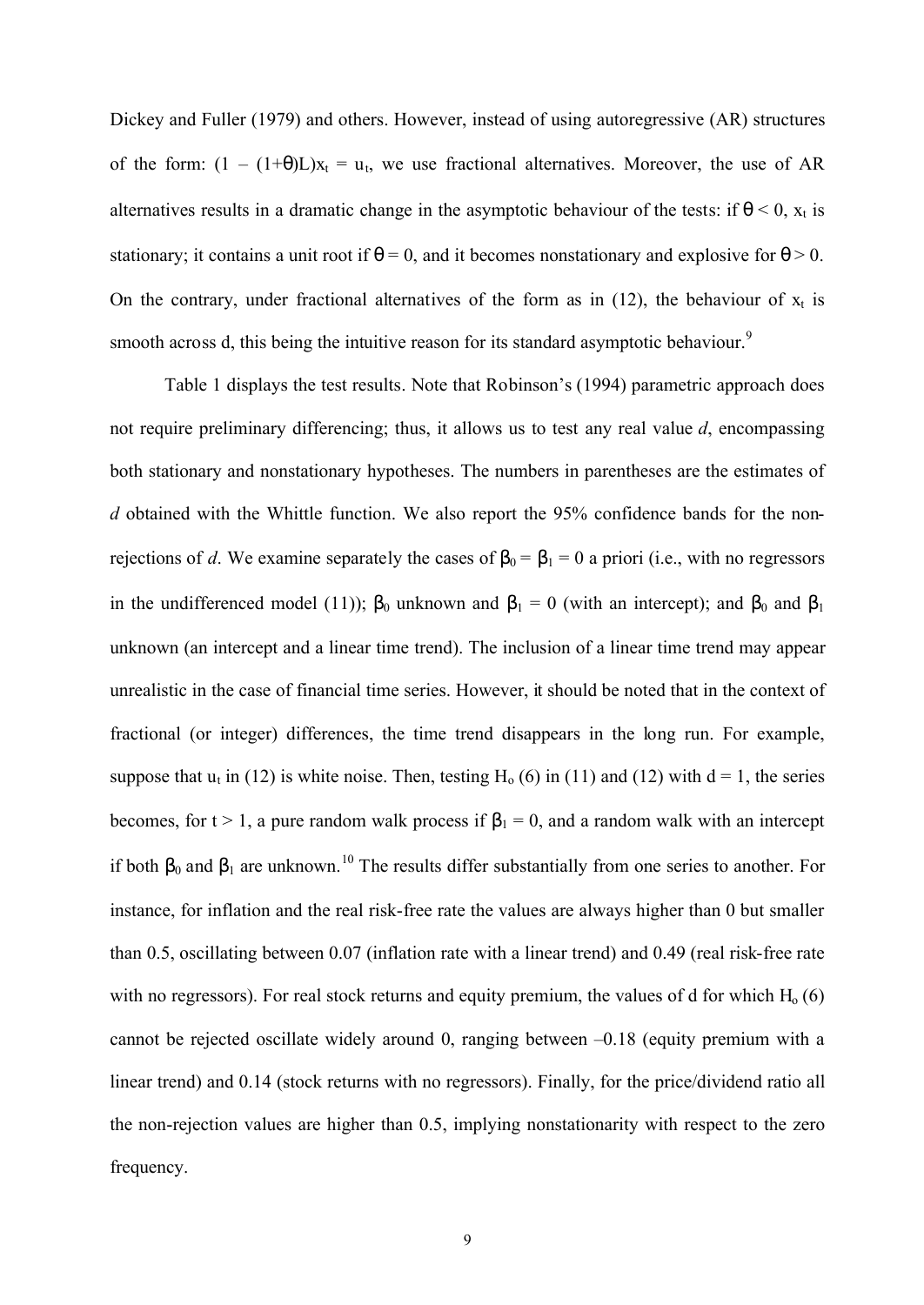Dickey and Fuller (1979) and others. However, instead of using autoregressive (AR) structures of the form: $(1 - (1+\theta)L)x_t = u_t$, we use fractional alternatives. Moreover, the use of AR alternatives results in a dramatic change in the asymptotic behaviour of the tests: if $\theta < 0$, $x_t$ is stationary; it contains a unit root if $\theta = 0$, and it becomes nonstationary and explosive for $\theta > 0$. On the contrary, under fractional alternatives of the form as in (12), the behaviour of $x_t$ is smooth across d, this being the intuitive reason for its standard asymptotic behaviour.[9]

Table 1 displays the test results. Note that Robinson's (1994) parametric approach does not require preliminary differencing; thus, it allows us to test any real value *d*, encompassing both stationary and nonstationary hypotheses. The numbers in parentheses are the estimates of *d* obtained with the Whittle function. We also report the 95% confidence bands for the non-rejections of *d*. We examine separately the cases of $\beta_0 = \beta_1 = 0$ a priori (i.e., with no regressors in the undifferenced model (11)); $\beta_0$ unknown and $\beta_1 = 0$ (with an intercept); and $\beta_0$ and $\beta_1$ unknown (an intercept and a linear time trend). The inclusion of a linear time trend may appear unrealistic in the case of financial time series. However, it should be noted that in the context of fractional (or integer) differences, the time trend disappears in the long run. For example, suppose that $u_t$ in (12) is white noise. Then, testing $H_o$ (6) in (11) and (12) with $d = 1$, the series becomes, for $t > 1$, a pure random walk process if $\beta_1 = 0$, and a random walk with an intercept if both $\beta_0$ and $\beta_1$ are unknown.[10] The results differ substantially from one series to another. For instance, for inflation and the real risk-free rate the values are always higher than 0 but smaller than 0.5, oscillating between 0.07 (inflation rate with a linear trend) and 0.49 (real risk-free rate with no regressors). For real stock returns and equity premium, the values of d for which $H_o$ (6) cannot be rejected oscillate widely around 0, ranging between –0.18 (equity premium with a linear trend) and 0.14 (stock returns with no regressors). Finally, for the price/dividend ratio all the non-rejection values are higher than 0.5, implying nonstationarity with respect to the zero frequency.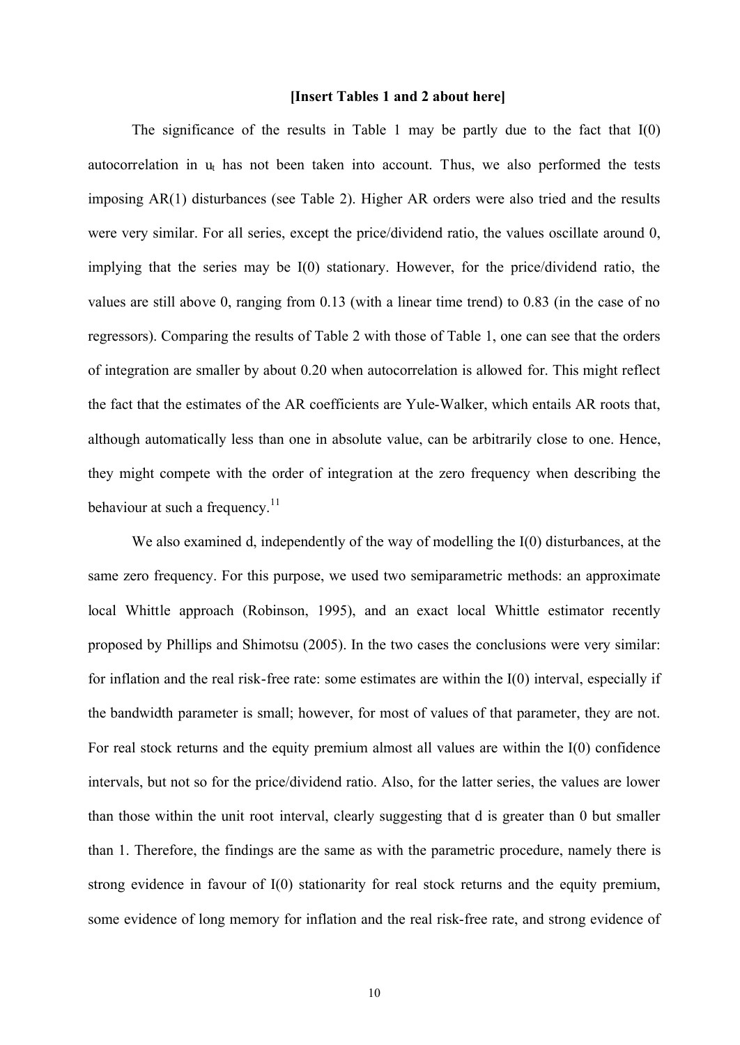**[Insert Tables 1 and 2 about here]**

The significance of the results in Table 1 may be partly due to the fact that I(0) autocorrelation in $u_t$ has not been taken into account. Thus, we also performed the tests imposing AR(1) disturbances (see Table 2). Higher AR orders were also tried and the results were very similar. For all series, except the price/dividend ratio, the values oscillate around 0, implying that the series may be I(0) stationary. However, for the price/dividend ratio, the values are still above 0, ranging from 0.13 (with a linear time trend) to 0.83 (in the case of no regressors). Comparing the results of Table 2 with those of Table 1, one can see that the orders of integration are smaller by about 0.20 when autocorrelation is allowed for. This might reflect the fact that the estimates of the AR coefficients are Yule-Walker, which entails AR roots that, although automatically less than one in absolute value, can be arbitrarily close to one. Hence, they might compete with the order of integration at the zero frequency when describing the behaviour at such a frequency.[11]

We also examined d, independently of the way of modelling the I(0) disturbances, at the same zero frequency. For this purpose, we used two semiparametric methods: an approximate local Whittle approach (Robinson, 1995), and an exact local Whittle estimator recently proposed by Phillips and Shimotsu (2005). In the two cases the conclusions were very similar: for inflation and the real risk-free rate: some estimates are within the I(0) interval, especially if the bandwidth parameter is small; however, for most of values of that parameter, they are not. For real stock returns and the equity premium almost all values are within the I(0) confidence intervals, but not so for the price/dividend ratio. Also, for the latter series, the values are lower than those within the unit root interval, clearly suggesting that d is greater than 0 but smaller than 1. Therefore, the findings are the same as with the parametric procedure, namely there is strong evidence in favour of I(0) stationarity for real stock returns and the equity premium, some evidence of long memory for inflation and the real risk-free rate, and strong evidence of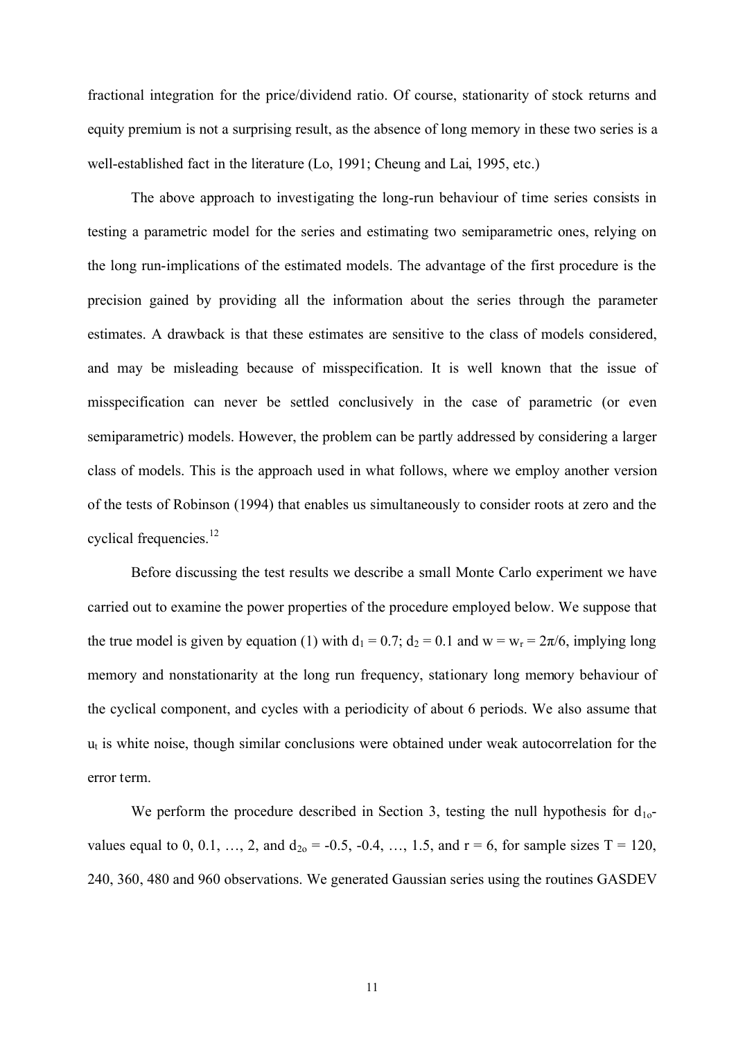fractional integration for the price/dividend ratio. Of course, stationarity of stock returns and equity premium is not a surprising result, as the absence of long memory in these two series is a well-established fact in the literature (Lo, 1991; Cheung and Lai, 1995, etc.)

The above approach to investigating the long-run behaviour of time series consists in testing a parametric model for the series and estimating two semiparametric ones, relying on the long run-implications of the estimated models. The advantage of the first procedure is the precision gained by providing all the information about the series through the parameter estimates. A drawback is that these estimates are sensitive to the class of models considered, and may be misleading because of misspecification. It is well known that the issue of misspecification can never be settled conclusively in the case of parametric (or even semiparametric) models. However, the problem can be partly addressed by considering a larger class of models. This is the approach used in what follows, where we employ another version of the tests of Robinson (1994) that enables us simultaneously to consider roots at zero and the cyclical frequencies.[12]

Before discussing the test results we describe a small Monte Carlo experiment we have carried out to examine the power properties of the procedure employed below. We suppose that the true model is given by equation (1) with $d_1 = 0.7$; $d_2 = 0.1$ and $w = w_r = 2\pi/6$, implying long memory and nonstationarity at the long run frequency, stationary long memory behaviour of the cyclical component, and cycles with a periodicity of about 6 periods. We also assume that $u_t$ is white noise, though similar conclusions were obtained under weak autocorrelation for the error term.

We perform the procedure described in Section 3, testing the null hypothesis for $d_{1o}$-values equal to 0, 0.1, …, 2, and $d_{2o} = -0.5, -0.4, \ldots, 1.5$, and $r = 6$, for sample sizes T = 120, 240, 360, 480 and 960 observations. We generated Gaussian series using the routines GASDEV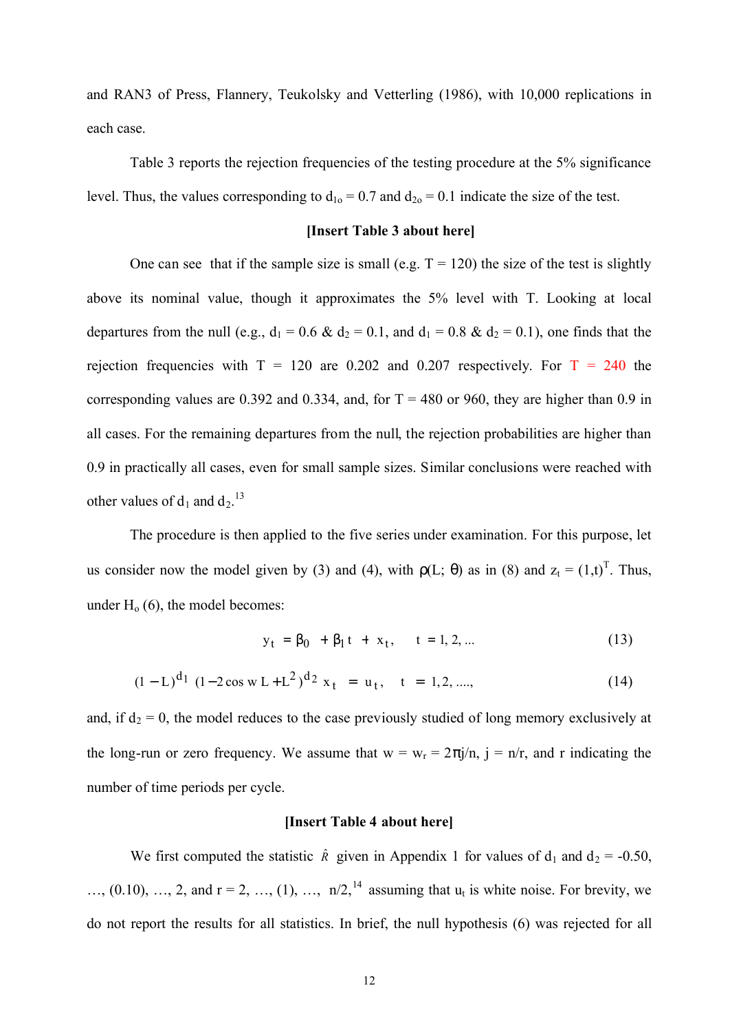and RAN3 of Press, Flannery, Teukolsky and Vetterling (1986), with 10,000 replications in each case.

Table 3 reports the rejection frequencies of the testing procedure at the 5% significance level. Thus, the values corresponding to $d_{1o} = 0.7$ and $d_{2o} = 0.1$ indicate the size of the test.

**[Insert Table 3 about here]**

One can see that if the sample size is small (e.g. T = 120) the size of the test is slightly above its nominal value, though it approximates the 5% level with T. Looking at local departures from the null (e.g., $d_1 = 0.6$ & $d_2 = 0.1$, and $d_1 = 0.8$ & $d_2 = 0.1$), one finds that the rejection frequencies with T = 120 are 0.202 and 0.207 respectively. For T = 240 the corresponding values are 0.392 and 0.334, and, for T = 480 or 960, they are higher than 0.9 in all cases. For the remaining departures from the null, the rejection probabilities are higher than 0.9 in practically all cases, even for small sample sizes. Similar conclusions were reached with other values of $d_1$ and $d_2$.[13]

The procedure is then applied to the five series under examination. For this purpose, let us consider now the model given by (3) and (4), with $\rho(L; \theta)$ as in (8) and $z_t = (1,t)^T$. Thus, under $H_o$ (6), the model becomes:

$$y_t = \beta_0 + \beta_1 t + x_t, \quad t = 1, 2, ... \tag{13}$$

$$(1 - L)^{d_1} (1 - 2\cos w L + L^2)^{d_2} x_t = u_t, \quad t = 1, 2, ...., \tag{14}$$

and, if $d_2 = 0$, the model reduces to the case previously studied of long memory exclusively at the long-run or zero frequency. We assume that $w = w_r = 2\pi j/n$, $j = n/r$, and r indicating the number of time periods per cycle.

**[Insert Table 4 about here]**

We first computed the statistic $\hat{R}$ given in Appendix 1 for values of $d_1$ and $d_2$ = -0.50, …, (0.10), …, 2, and r = 2, …, (1), …, n/2,[14] assuming that $u_t$ is white noise. For brevity, we do not report the results for all statistics. In brief, the null hypothesis (6) was rejected for all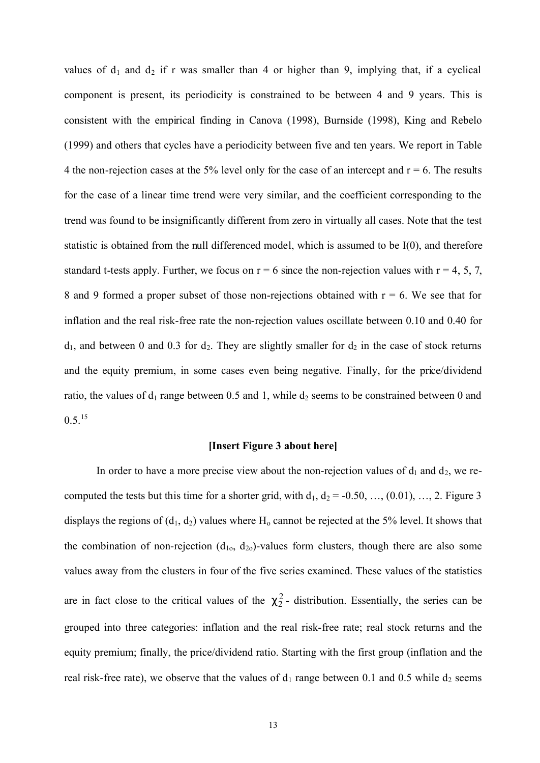values of $d_1$ and $d_2$ if r was smaller than 4 or higher than 9, implying that, if a cyclical component is present, its periodicity is constrained to be between 4 and 9 years. This is consistent with the empirical finding in Canova (1998), Burnside (1998), King and Rebelo (1999) and others that cycles have a periodicity between five and ten years. We report in Table 4 the non-rejection cases at the 5% level only for the case of an intercept and r = 6. The results for the case of a linear time trend were very similar, and the coefficient corresponding to the trend was found to be insignificantly different from zero in virtually all cases. Note that the test statistic is obtained from the null differenced model, which is assumed to be I(0), and therefore standard t-tests apply. Further, we focus on r = 6 since the non-rejection values with r = 4, 5, 7, 8 and 9 formed a proper subset of those non-rejections obtained with r = 6. We see that for inflation and the real risk-free rate the non-rejection values oscillate between 0.10 and 0.40 for $d_1$, and between 0 and 0.3 for $d_2$. They are slightly smaller for $d_2$ in the case of stock returns and the equity premium, in some cases even being negative. Finally, for the price/dividend ratio, the values of $d_1$ range between 0.5 and 1, while $d_2$ seems to be constrained between 0 and 0.5.[15]

**[Insert Figure 3 about here]**

In order to have a more precise view about the non-rejection values of $d_1$ and $d_2$, we re-computed the tests but this time for a shorter grid, with $d_1$, $d_2$ = -0.50, …, (0.01), …, 2. Figure 3 displays the regions of ($d_1$, $d_2$) values where $H_o$ cannot be rejected at the 5% level. It shows that the combination of non-rejection ($d_{1o}$, $d_{2o}$)-values form clusters, though there are also some values away from the clusters in four of the five series examined. These values of the statistics are in fact close to the critical values of the $\chi^2_2$- distribution. Essentially, the series can be grouped into three categories: inflation and the real risk-free rate; real stock returns and the equity premium; finally, the price/dividend ratio. Starting with the first group (inflation and the real risk-free rate), we observe that the values of $d_1$ range between 0.1 and 0.5 while $d_2$ seems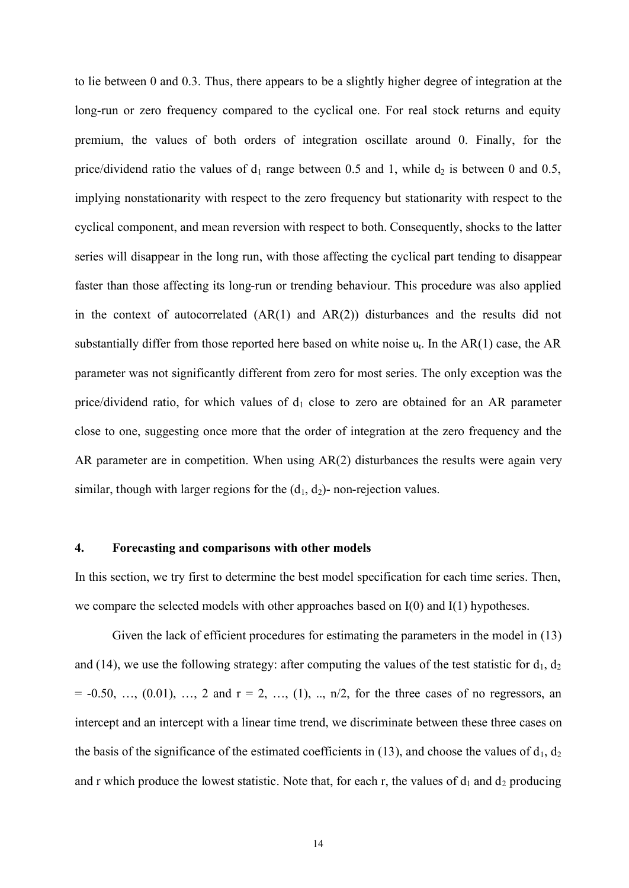to lie between 0 and 0.3. Thus, there appears to be a slightly higher degree of integration at the long-run or zero frequency compared to the cyclical one. For real stock returns and equity premium, the values of both orders of integration oscillate around 0. Finally, for the price/dividend ratio the values of $d_1$ range between 0.5 and 1, while $d_2$ is between 0 and 0.5, implying nonstationarity with respect to the zero frequency but stationarity with respect to the cyclical component, and mean reversion with respect to both. Consequently, shocks to the latter series will disappear in the long run, with those affecting the cyclical part tending to disappear faster than those affecting its long-run or trending behaviour. This procedure was also applied in the context of autocorrelated (AR(1) and AR(2)) disturbances and the results did not substantially differ from those reported here based on white noise $u_t$. In the AR(1) case, the AR parameter was not significantly different from zero for most series. The only exception was the price/dividend ratio, for which values of $d_1$ close to zero are obtained for an AR parameter close to one, suggesting once more that the order of integration at the zero frequency and the AR parameter are in competition. When using AR(2) disturbances the results were again very similar, though with larger regions for the $(d_1, d_2)$- non-rejection values.

## 4. Forecasting and comparisons with other models

In this section, we try first to determine the best model specification for each time series. Then, we compare the selected models with other approaches based on I(0) and I(1) hypotheses.

Given the lack of efficient procedures for estimating the parameters in the model in (13) and (14), we use the following strategy: after computing the values of the test statistic for $d_1$, $d_2$ = -0.50, …, (0.01), …, 2 and r = 2, …, (1), .., n/2, for the three cases of no regressors, an intercept and an intercept with a linear time trend, we discriminate between these three cases on the basis of the significance of the estimated coefficients in (13), and choose the values of $d_1$, $d_2$ and r which produce the lowest statistic. Note that, for each r, the values of $d_1$ and $d_2$ producing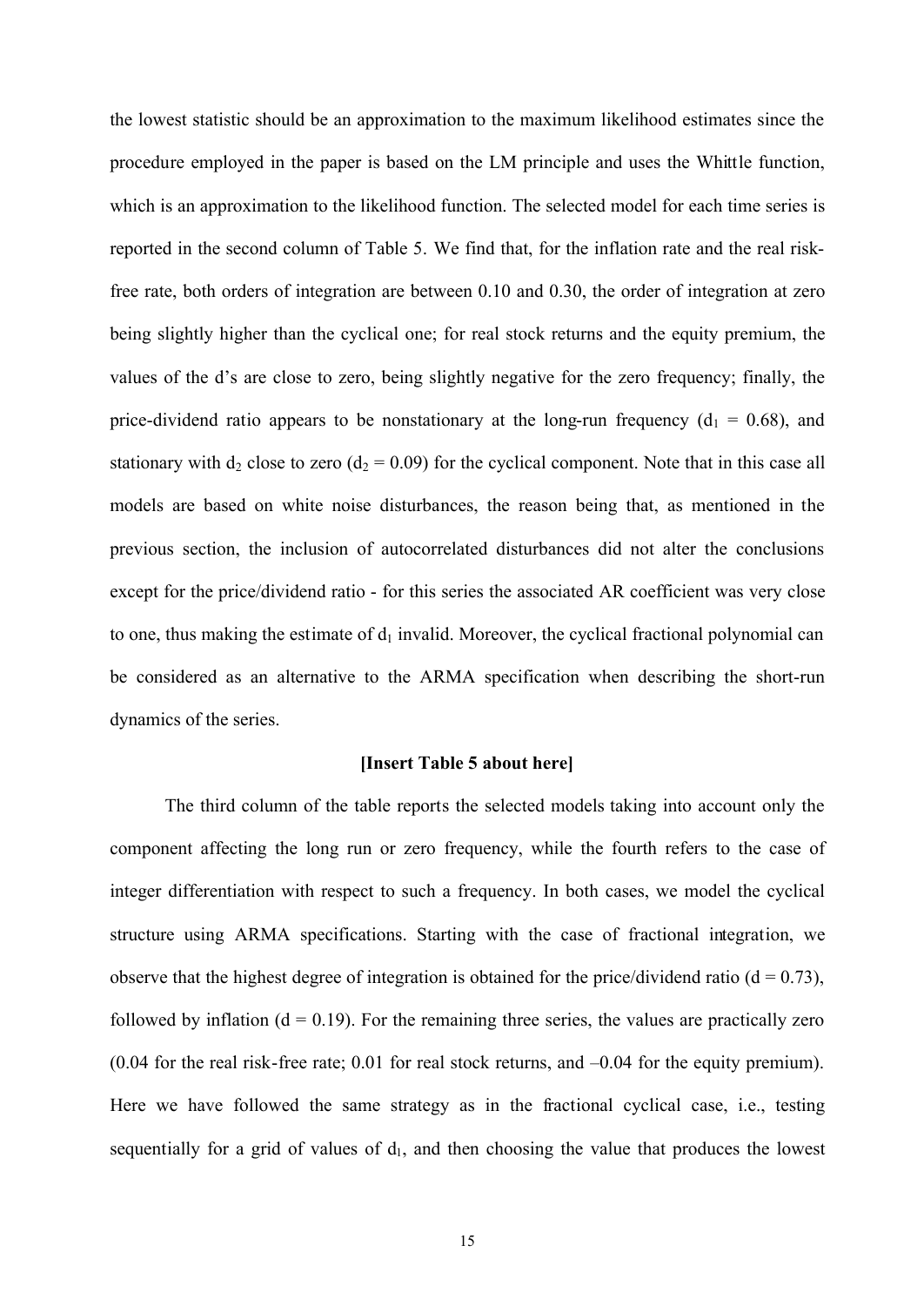the lowest statistic should be an approximation to the maximum likelihood estimates since the procedure employed in the paper is based on the LM principle and uses the Whittle function, which is an approximation to the likelihood function. The selected model for each time series is reported in the second column of Table 5. We find that, for the inflation rate and the real risk-free rate, both orders of integration are between 0.10 and 0.30, the order of integration at zero being slightly higher than the cyclical one; for real stock returns and the equity premium, the values of the d's are close to zero, being slightly negative for the zero frequency; finally, the price-dividend ratio appears to be nonstationary at the long-run frequency ($d_1$ = 0.68), and stationary with $d_2$ close to zero ($d_2$ = 0.09) for the cyclical component. Note that in this case all models are based on white noise disturbances, the reason being that, as mentioned in the previous section, the inclusion of autocorrelated disturbances did not alter the conclusions except for the price/dividend ratio - for this series the associated AR coefficient was very close to one, thus making the estimate of $d_1$ invalid. Moreover, the cyclical fractional polynomial can be considered as an alternative to the ARMA specification when describing the short-run dynamics of the series.

**[Insert Table 5 about here]**

The third column of the table reports the selected models taking into account only the component affecting the long run or zero frequency, while the fourth refers to the case of integer differentiation with respect to such a frequency. In both cases, we model the cyclical structure using ARMA specifications. Starting with the case of fractional integration, we observe that the highest degree of integration is obtained for the price/dividend ratio (d = 0.73), followed by inflation (d = 0.19). For the remaining three series, the values are practically zero (0.04 for the real risk-free rate; 0.01 for real stock returns, and –0.04 for the equity premium). Here we have followed the same strategy as in the fractional cyclical case, i.e., testing sequentially for a grid of values of $d_1$, and then choosing the value that produces the lowest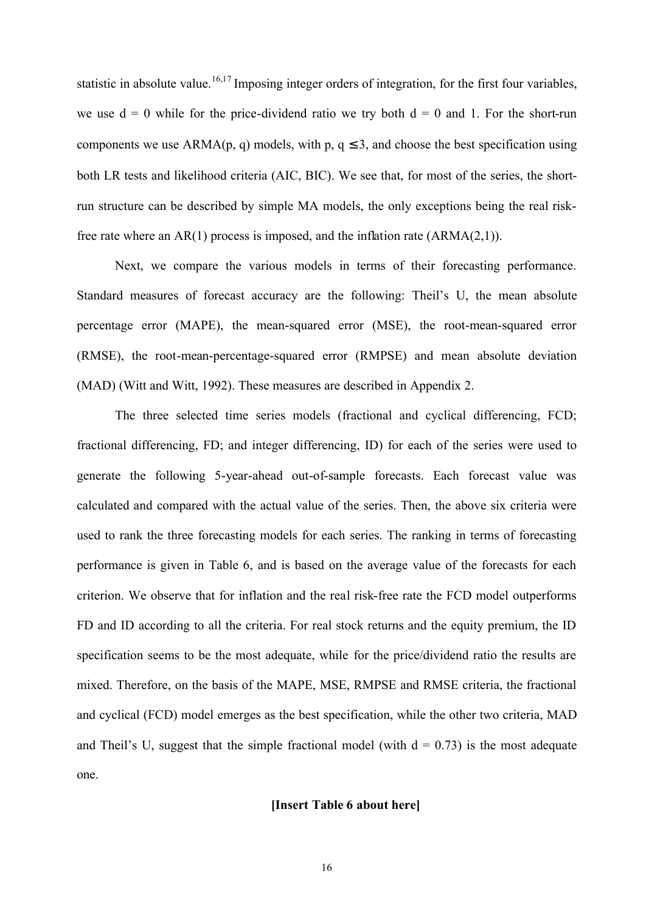statistic in absolute value.[16,17] Imposing integer orders of integration, for the first four variables, we use $d = 0$ while for the price-dividend ratio we try both $d = 0$ and 1. For the short-run components we use ARMA(p, q) models, with $p, q \leq 3$, and choose the best specification using both LR tests and likelihood criteria (AIC, BIC). We see that, for most of the series, the short-run structure can be described by simple MA models, the only exceptions being the real risk-free rate where an AR(1) process is imposed, and the inflation rate (ARMA(2,1)).

Next, we compare the various models in terms of their forecasting performance. Standard measures of forecast accuracy are the following: Theil's U, the mean absolute percentage error (MAPE), the mean-squared error (MSE), the root-mean-squared error (RMSE), the root-mean-percentage-squared error (RMPSE) and mean absolute deviation (MAD) (Witt and Witt, 1992). These measures are described in Appendix 2.

The three selected time series models (fractional and cyclical differencing, FCD; fractional differencing, FD; and integer differencing, ID) for each of the series were used to generate the following 5-year-ahead out-of-sample forecasts. Each forecast value was calculated and compared with the actual value of the series. Then, the above six criteria were used to rank the three forecasting models for each series. The ranking in terms of forecasting performance is given in Table 6, and is based on the average value of the forecasts for each criterion. We observe that for inflation and the real risk-free rate the FCD model outperforms FD and ID according to all the criteria. For real stock returns and the equity premium, the ID specification seems to be the most adequate, while for the price/dividend ratio the results are mixed. Therefore, on the basis of the MAPE, MSE, RMPSE and RMSE criteria, the fractional and cyclical (FCD) model emerges as the best specification, while the other two criteria, MAD and Theil's U, suggest that the simple fractional model (with $d = 0.73$) is the most adequate one.

**[Insert Table 6 about here]**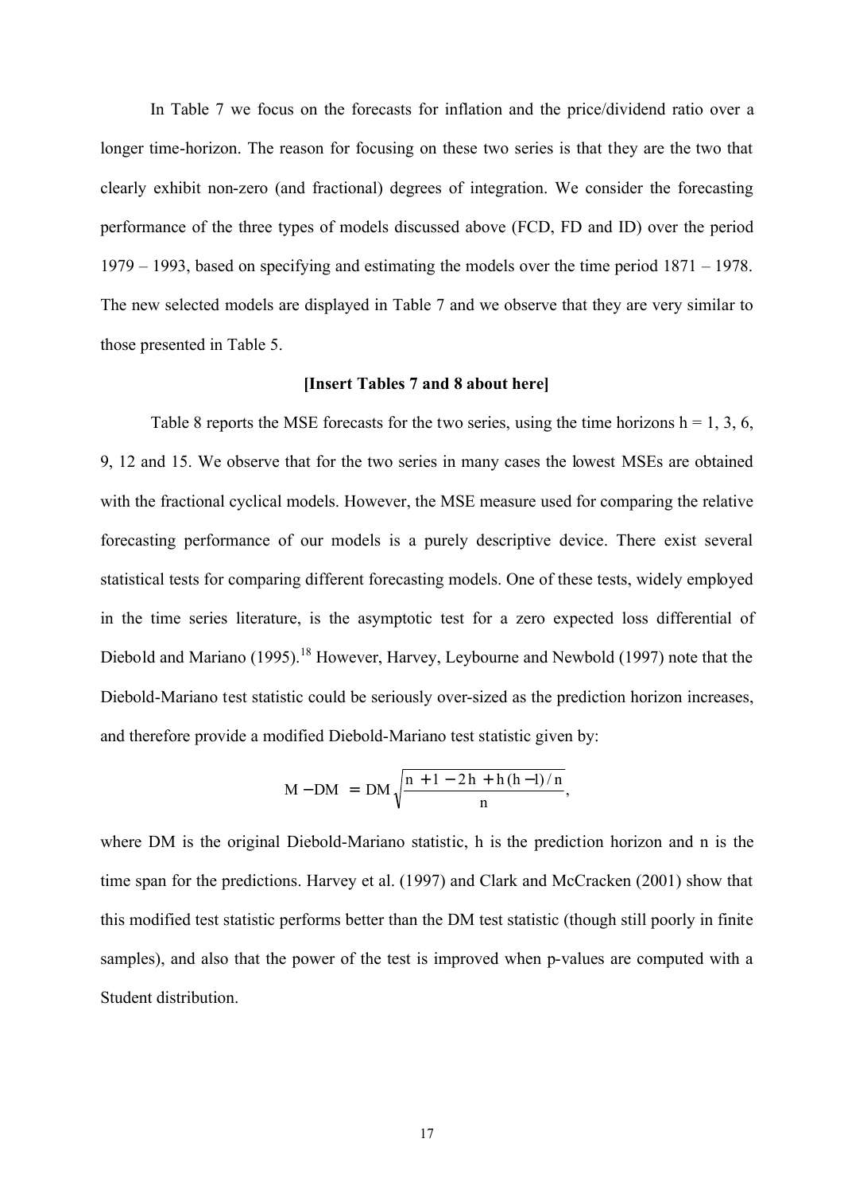In Table 7 we focus on the forecasts for inflation and the price/dividend ratio over a longer time-horizon. The reason for focusing on these two series is that they are the two that clearly exhibit non-zero (and fractional) degrees of integration. We consider the forecasting performance of the three types of models discussed above (FCD, FD and ID) over the period 1979 – 1993, based on specifying and estimating the models over the time period 1871 – 1978. The new selected models are displayed in Table 7 and we observe that they are very similar to those presented in Table 5.

**[Insert Tables 7 and 8 about here]**

Table 8 reports the MSE forecasts for the two series, using the time horizons h = 1, 3, 6, 9, 12 and 15. We observe that for the two series in many cases the lowest MSEs are obtained with the fractional cyclical models. However, the MSE measure used for comparing the relative forecasting performance of our models is a purely descriptive device. There exist several statistical tests for comparing different forecasting models. One of these tests, widely employed in the time series literature, is the asymptotic test for a zero expected loss differential of Diebold and Mariano (1995).[18] However, Harvey, Leybourne and Newbold (1997) note that the Diebold-Mariano test statistic could be seriously over-sized as the prediction horizon increases, and therefore provide a modified Diebold-Mariano test statistic given by:

$$M - DM = DM \sqrt{\frac{n + 1 - 2h + h(h-1)/n}{n}},$$

where DM is the original Diebold-Mariano statistic, h is the prediction horizon and n is the time span for the predictions. Harvey et al. (1997) and Clark and McCracken (2001) show that this modified test statistic performs better than the DM test statistic (though still poorly in finite samples), and also that the power of the test is improved when p-values are computed with a Student distribution.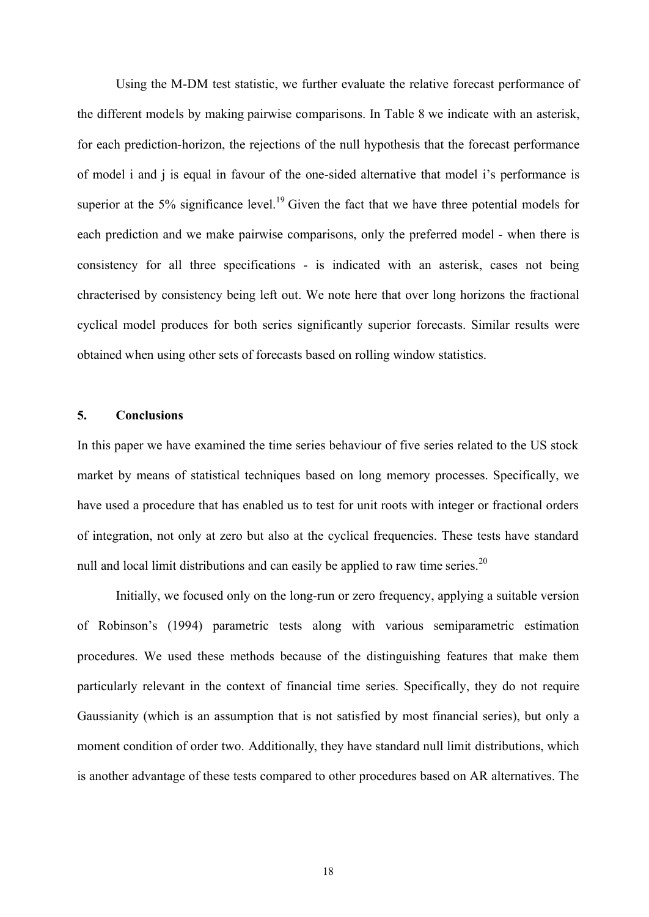Using the M-DM test statistic, we further evaluate the relative forecast performance of the different models by making pairwise comparisons. In Table 8 we indicate with an asterisk, for each prediction-horizon, the rejections of the null hypothesis that the forecast performance of model i and j is equal in favour of the one-sided alternative that model i's performance is superior at the 5% significance level.[19] Given the fact that we have three potential models for each prediction and we make pairwise comparisons, only the preferred model - when there is consistency for all three specifications - is indicated with an asterisk, cases not being chracterised by consistency being left out. We note here that over long horizons the fractional cyclical model produces for both series significantly superior forecasts. Similar results were obtained when using other sets of forecasts based on rolling window statistics.

## 5. Conclusions

In this paper we have examined the time series behaviour of five series related to the US stock market by means of statistical techniques based on long memory processes. Specifically, we have used a procedure that has enabled us to test for unit roots with integer or fractional orders of integration, not only at zero but also at the cyclical frequencies. These tests have standard null and local limit distributions and can easily be applied to raw time series.[20]

Initially, we focused only on the long-run or zero frequency, applying a suitable version of Robinson's (1994) parametric tests along with various semiparametric estimation procedures. We used these methods because of the distinguishing features that make them particularly relevant in the context of financial time series. Specifically, they do not require Gaussianity (which is an assumption that is not satisfied by most financial series), but only a moment condition of order two. Additionally, they have standard null limit distributions, which is another advantage of these tests compared to other procedures based on AR alternatives. The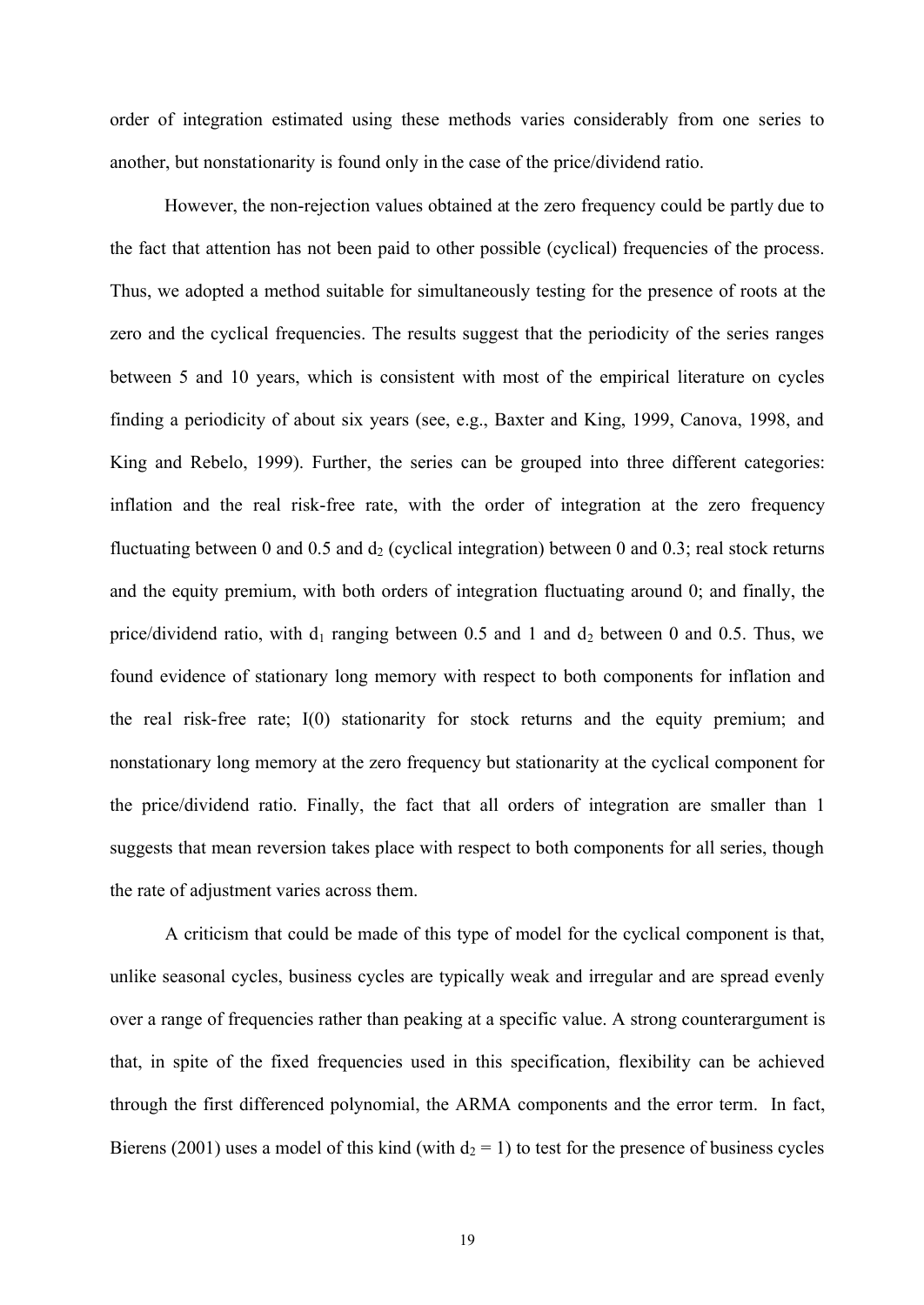order of integration estimated using these methods varies considerably from one series to another, but nonstationarity is found only in the case of the price/dividend ratio.

However, the non-rejection values obtained at the zero frequency could be partly due to the fact that attention has not been paid to other possible (cyclical) frequencies of the process. Thus, we adopted a method suitable for simultaneously testing for the presence of roots at the zero and the cyclical frequencies. The results suggest that the periodicity of the series ranges between 5 and 10 years, which is consistent with most of the empirical literature on cycles finding a periodicity of about six years (see, e.g., Baxter and King, 1999, Canova, 1998, and King and Rebelo, 1999). Further, the series can be grouped into three different categories: inflation and the real risk-free rate, with the order of integration at the zero frequency fluctuating between 0 and 0.5 and $d_2$ (cyclical integration) between 0 and 0.3; real stock returns and the equity premium, with both orders of integration fluctuating around 0; and finally, the price/dividend ratio, with $d_1$ ranging between 0.5 and 1 and $d_2$ between 0 and 0.5. Thus, we found evidence of stationary long memory with respect to both components for inflation and the real risk-free rate; I(0) stationarity for stock returns and the equity premium; and nonstationary long memory at the zero frequency but stationarity at the cyclical component for the price/dividend ratio. Finally, the fact that all orders of integration are smaller than 1 suggests that mean reversion takes place with respect to both components for all series, though the rate of adjustment varies across them.

A criticism that could be made of this type of model for the cyclical component is that, unlike seasonal cycles, business cycles are typically weak and irregular and are spread evenly over a range of frequencies rather than peaking at a specific value. A strong counterargument is that, in spite of the fixed frequencies used in this specification, flexibility can be achieved through the first differenced polynomial, the ARMA components and the error term. In fact, Bierens (2001) uses a model of this kind (with $d_2 = 1$) to test for the presence of business cycles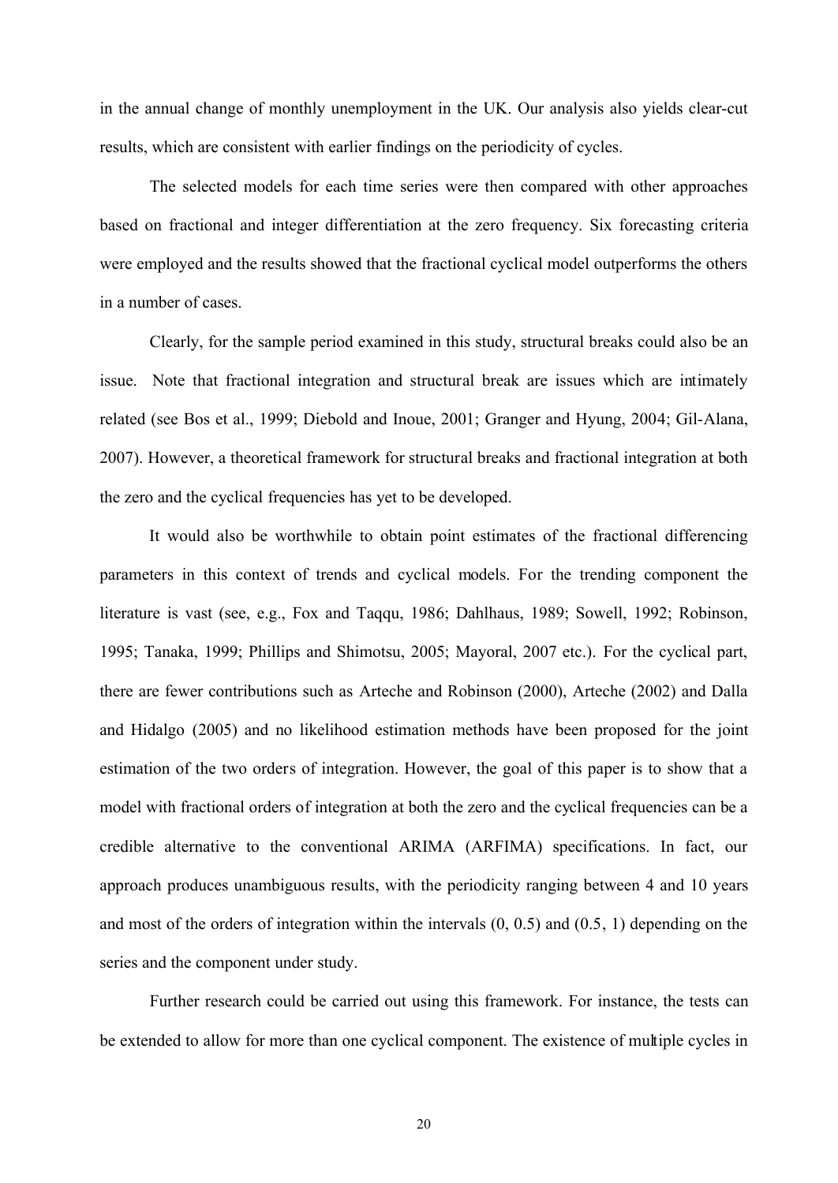in the annual change of monthly unemployment in the UK. Our analysis also yields clear-cut results, which are consistent with earlier findings on the periodicity of cycles.

The selected models for each time series were then compared with other approaches based on fractional and integer differentiation at the zero frequency. Six forecasting criteria were employed and the results showed that the fractional cyclical model outperforms the others in a number of cases.

Clearly, for the sample period examined in this study, structural breaks could also be an issue. Note that fractional integration and structural break are issues which are intimately related (see Bos et al., 1999; Diebold and Inoue, 2001; Granger and Hyung, 2004; Gil-Alana, 2007). However, a theoretical framework for structural breaks and fractional integration at both the zero and the cyclical frequencies has yet to be developed.

It would also be worthwhile to obtain point estimates of the fractional differencing parameters in this context of trends and cyclical models. For the trending component the literature is vast (see, e.g., Fox and Taqqu, 1986; Dahlhaus, 1989; Sowell, 1992; Robinson, 1995; Tanaka, 1999; Phillips and Shimotsu, 2005; Mayoral, 2007 etc.). For the cyclical part, there are fewer contributions such as Arteche and Robinson (2000), Arteche (2002) and Dalla and Hidalgo (2005) and no likelihood estimation methods have been proposed for the joint estimation of the two orders of integration. However, the goal of this paper is to show that a model with fractional orders of integration at both the zero and the cyclical frequencies can be a credible alternative to the conventional ARIMA (ARFIMA) specifications. In fact, our approach produces unambiguous results, with the periodicity ranging between 4 and 10 years and most of the orders of integration within the intervals (0, 0.5) and (0.5, 1) depending on the series and the component under study.

Further research could be carried out using this framework. For instance, the tests can be extended to allow for more than one cyclical component. The existence of multiple cycles in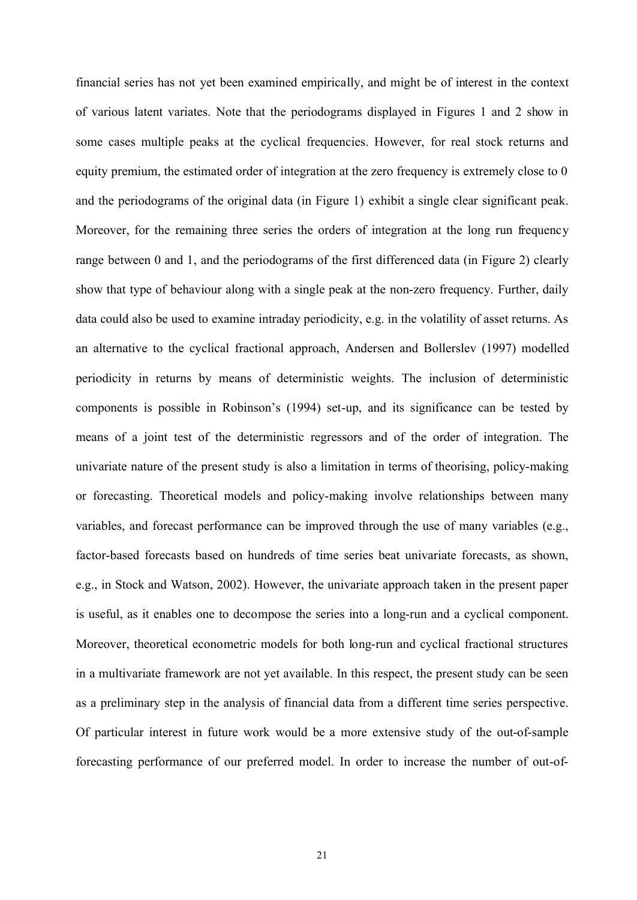financial series has not yet been examined empirically, and might be of interest in the context of various latent variates. Note that the periodograms displayed in Figures 1 and 2 show in some cases multiple peaks at the cyclical frequencies. However, for real stock returns and equity premium, the estimated order of integration at the zero frequency is extremely close to 0 and the periodograms of the original data (in Figure 1) exhibit a single clear significant peak. Moreover, for the remaining three series the orders of integration at the long run frequency range between 0 and 1, and the periodograms of the first differenced data (in Figure 2) clearly show that type of behaviour along with a single peak at the non-zero frequency. Further, daily data could also be used to examine intraday periodicity, e.g. in the volatility of asset returns. As an alternative to the cyclical fractional approach, Andersen and Bollerslev (1997) modelled periodicity in returns by means of deterministic weights. The inclusion of deterministic components is possible in Robinson's (1994) set-up, and its significance can be tested by means of a joint test of the deterministic regressors and of the order of integration. The univariate nature of the present study is also a limitation in terms of theorising, policy-making or forecasting. Theoretical models and policy-making involve relationships between many variables, and forecast performance can be improved through the use of many variables (e.g., factor-based forecasts based on hundreds of time series beat univariate forecasts, as shown, e.g., in Stock and Watson, 2002). However, the univariate approach taken in the present paper is useful, as it enables one to decompose the series into a long-run and a cyclical component. Moreover, theoretical econometric models for both long-run and cyclical fractional structures in a multivariate framework are not yet available. In this respect, the present study can be seen as a preliminary step in the analysis of financial data from a different time series perspective. Of particular interest in future work would be a more extensive study of the out-of-sample forecasting performance of our preferred model. In order to increase the number of out-of-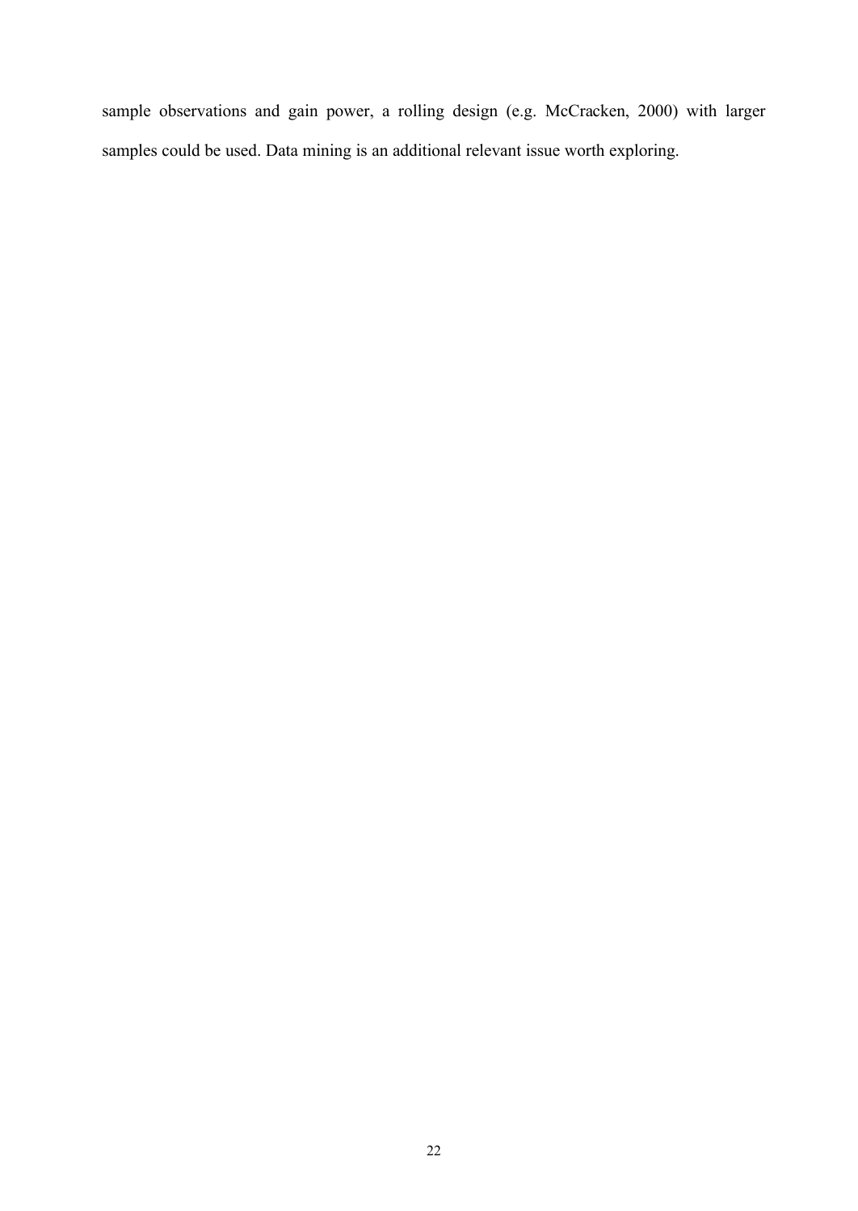sample observations and gain power, a rolling design (e.g. McCracken, 2000) with larger samples could be used. Data mining is an additional relevant issue worth exploring.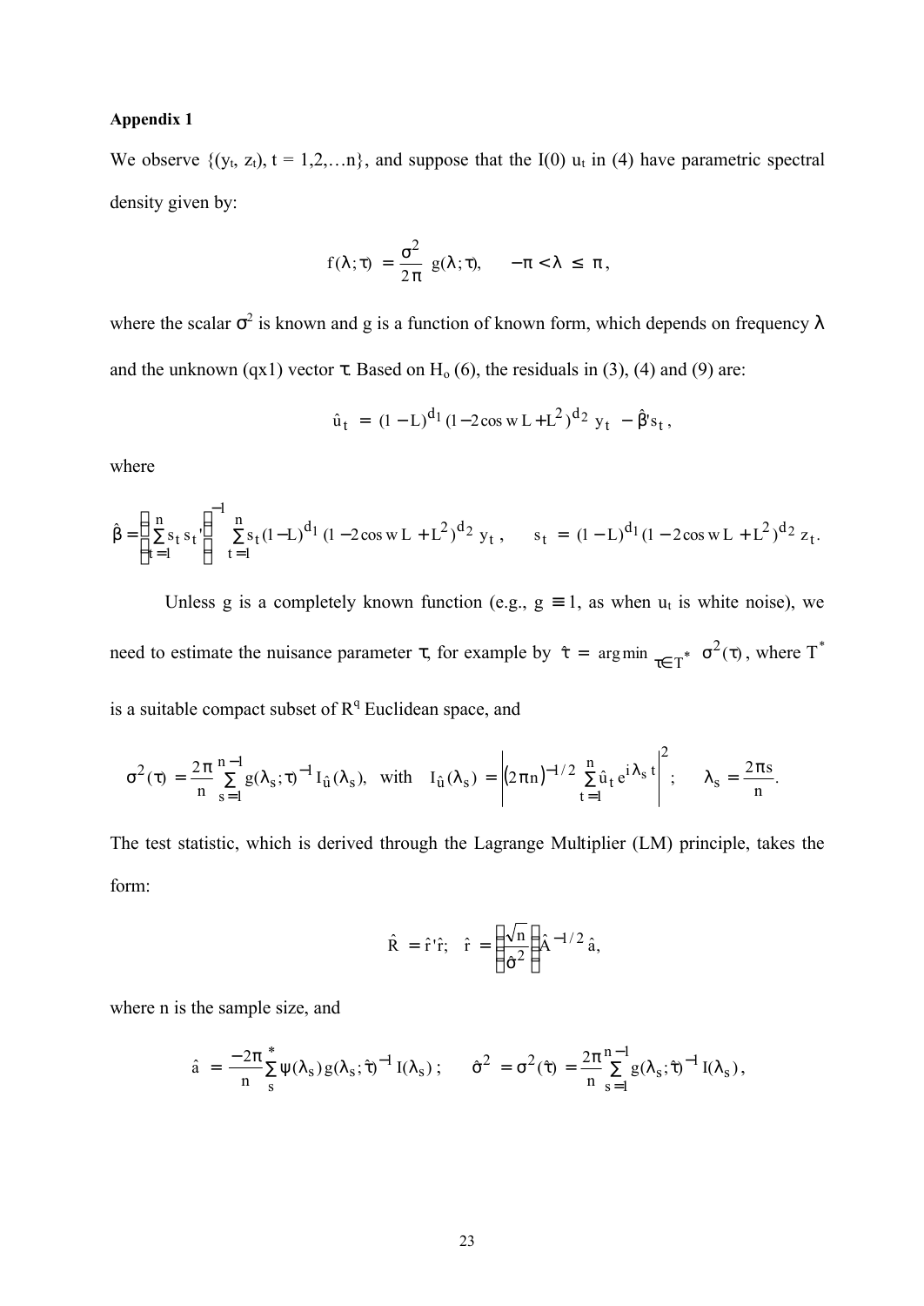**Appendix 1**

We observe $\{(y_t, z_t), t = 1,2,\ldots n\}$, and suppose that the I(0) $u_t$ in (4) have parametric spectral density given by:

$$f(\lambda;\tau) = \frac{\sigma^2}{2\pi}\, g(\lambda;\tau), \qquad -\pi < \lambda \le \pi,$$

where the scalar $\sigma^2$ is known and g is a function of known form, which depends on frequency $\lambda$ and the unknown (qx1) vector $\tau$. Based on $H_o$ (6), the residuals in (3), (4) and (9) are:

$$\hat{u}_t = (1-L)^{d_1}(1-2\cos w\, L + L^2)^{d_2}\, y_t - \hat{\beta}' s_t,$$

where

$$\hat{\beta} = \left(\sum_{t=1}^{n} s_t s_t'\right)^{-1} \sum_{t=1}^{n} s_t (1-L)^{d_1}(1-2\cos w\, L + L^2)^{d_2}\, y_t, \qquad s_t = (1-L)^{d_1}(1-2\cos w\, L + L^2)^{d_2}\, z_t.$$

Unless g is a completely known function (e.g., $g \equiv 1$, as when $u_t$ is white noise), we need to estimate the nuisance parameter $\tau$, for example by $\hat{\tau} = \arg\min_{\tau \in T^*} \sigma^2(\tau)$, where $T^*$ is a suitable compact subset of $R^q$ Euclidean space, and

$$\sigma^2(\tau) = \frac{2\pi}{n}\sum_{s=1}^{n-1} g(\lambda_s;\tau)^{-1} I_{\hat{u}}(\lambda_s), \quad \text{with} \quad I_{\hat{u}}(\lambda_s) = \left|(2\pi n)^{-1/2}\sum_{t=1}^{n}\hat{u}_t e^{i\lambda_s t}\right|^2; \qquad \lambda_s = \frac{2\pi s}{n}.$$

The test statistic, which is derived through the Lagrange Multiplier (LM) principle, takes the form:

$$\hat{R} = \hat{r}'\hat{r}; \quad \hat{r} = \left(\frac{\sqrt{n}}{\hat{\sigma}^2}\right)\hat{A}^{-1/2}\,\hat{a},$$

where n is the sample size, and

$$\hat{a} = \frac{-2\pi}{n}\sum_{s}^{*}\psi(\lambda_s)\, g(\lambda_s;\hat{\tau})^{-1}\, I(\lambda_s); \qquad \hat{\sigma}^2 = \sigma^2(\hat{\tau}) = \frac{2\pi}{n}\sum_{s=1}^{n-1} g(\lambda_s;\hat{\tau})^{-1}\, I(\lambda_s),$$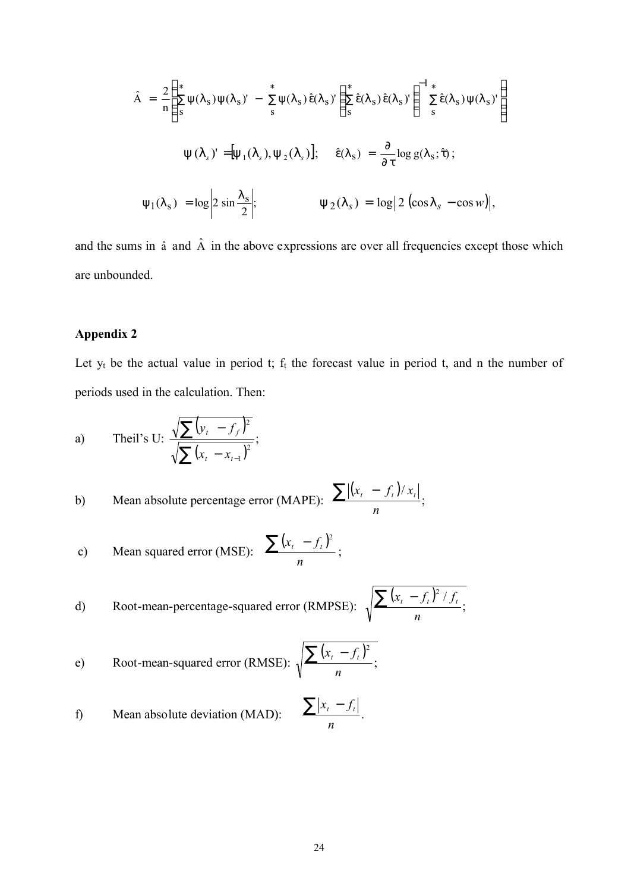$$\hat{A} = \frac{2}{n}\left\{\sum_{s}^{*}\psi(\lambda_s)\psi(\lambda_s)' - \sum_{s}^{*}\psi(\lambda_s)\hat{\varepsilon}(\lambda_s)'\left[\sum_{s}^{*}\hat{\varepsilon}(\lambda_s)\hat{\varepsilon}(\lambda_s)'\right]^{-1}\sum_{s}^{*}\hat{\varepsilon}(\lambda_s)\psi(\lambda_s)'\right\}$$

$$\psi(\lambda_s)' = [\psi_1(\lambda_s), \psi_2(\lambda_s)]; \quad \hat{\varepsilon}(\lambda_s) = \frac{\partial}{\partial \tau}\log g(\lambda_s; \hat{\tau});$$

$$\psi_1(\lambda_s) = \log\left|2\sin\frac{\lambda_s}{2}\right|; \qquad \psi_2(\lambda_s) = \log\left|2\left(\cos\lambda_s - \cos w\right)\right|,$$

and the sums in $\hat{a}$ and $\hat{A}$ in the above expressions are over all frequencies except those which are unbounded.

## Appendix 2

Let $y_t$ be the actual value in period t; $f_t$ the forecast value in period t, and n the number of periods used in the calculation. Then:

a) Theil's U: $\dfrac{\sqrt{\sum\left(y_t - f_f\right)^2}}{\sqrt{\sum\left(x_t - x_{t-1}\right)^2}}$;

b) Mean absolute percentage error (MAPE): $\dfrac{\sum\left|\left(x_t - f_t\right)/x_t\right|}{n}$;

c) Mean squared error (MSE): $\dfrac{\sum\left(x_t - f_t\right)^2}{n}$;

d) Root-mean-percentage-squared error (RMPSE): $\sqrt{\dfrac{\sum\left(x_t - f_t\right)^2/f_t}{n}}$;

e) Root-mean-squared error (RMSE): $\sqrt{\dfrac{\sum\left(x_t - f_t\right)^2}{n}}$;

f) Mean absolute deviation (MAD): $\dfrac{\sum\left|x_t - f_t\right|}{n}$.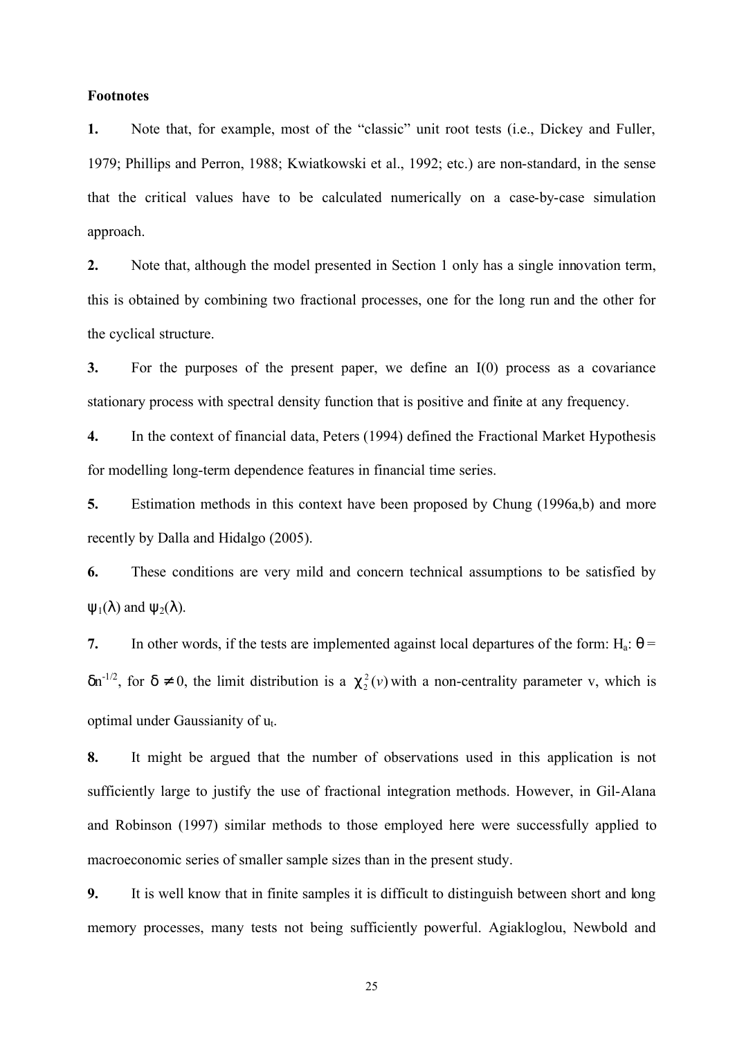**Footnotes**

**1.** Note that, for example, most of the "classic" unit root tests (i.e., Dickey and Fuller, 1979; Phillips and Perron, 1988; Kwiatkowski et al., 1992; etc.) are non-standard, in the sense that the critical values have to be calculated numerically on a case-by-case simulation approach.

**2.** Note that, although the model presented in Section 1 only has a single innovation term, this is obtained by combining two fractional processes, one for the long run and the other for the cyclical structure.

**3.** For the purposes of the present paper, we define an I(0) process as a covariance stationary process with spectral density function that is positive and finite at any frequency.

**4.** In the context of financial data, Peters (1994) defined the Fractional Market Hypothesis for modelling long-term dependence features in financial time series.

**5.** Estimation methods in this context have been proposed by Chung (1996a,b) and more recently by Dalla and Hidalgo (2005).

**6.** These conditions are very mild and concern technical assumptions to be satisfied by $\psi_1(\lambda)$ and $\psi_2(\lambda)$.

**7.** In other words, if the tests are implemented against local departures of the form: $H_a$: $\theta = \delta n^{-1/2}$, for $\delta \neq 0$, the limit distribution is a $\chi_2^2(v)$ with a non-centrality parameter v, which is optimal under Gaussianity of $u_t$.

**8.** It might be argued that the number of observations used in this application is not sufficiently large to justify the use of fractional integration methods. However, in Gil-Alana and Robinson (1997) similar methods to those employed here were successfully applied to macroeconomic series of smaller sample sizes than in the present study.

**9.** It is well know that in finite samples it is difficult to distinguish between short and long memory processes, many tests not being sufficiently powerful. Agiakloglou, Newbold and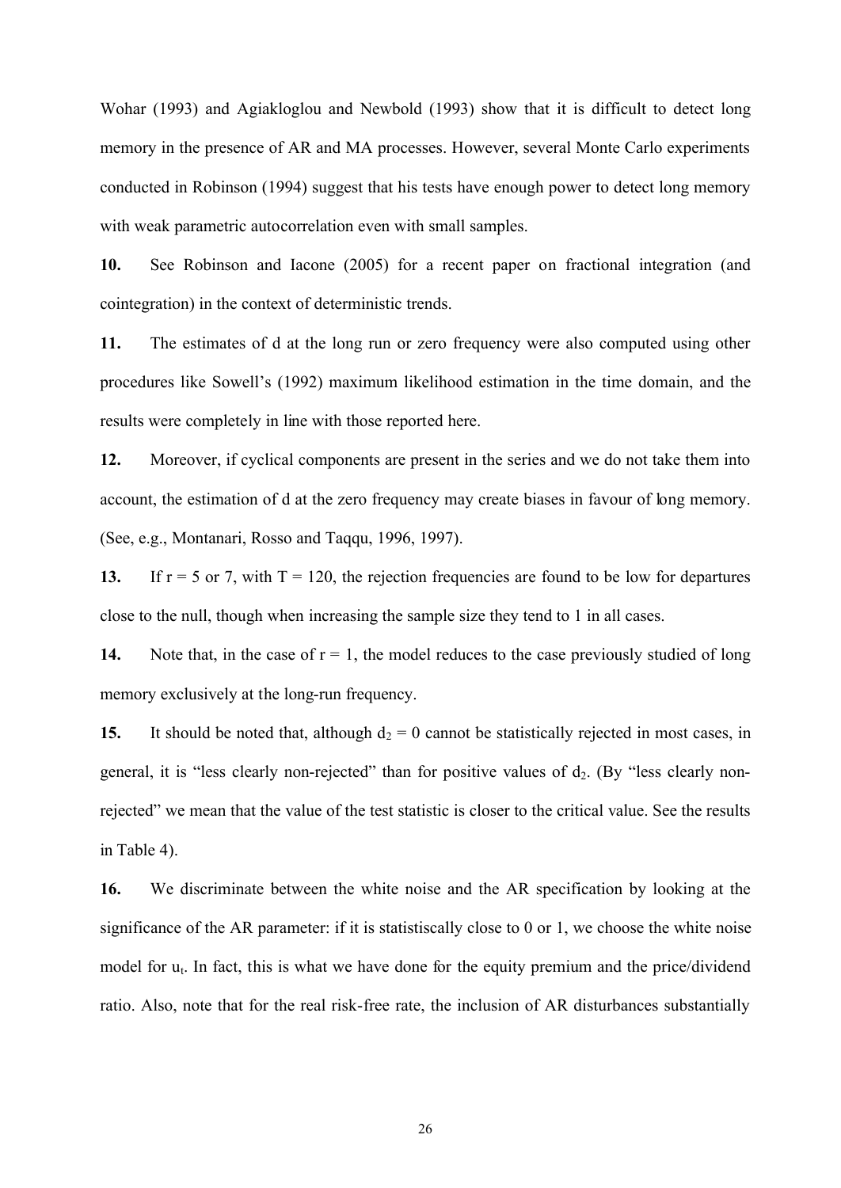Wohar (1993) and Agiakloglou and Newbold (1993) show that it is difficult to detect long memory in the presence of AR and MA processes. However, several Monte Carlo experiments conducted in Robinson (1994) suggest that his tests have enough power to detect long memory with weak parametric autocorrelation even with small samples.

**10.** See Robinson and Iacone (2005) for a recent paper on fractional integration (and cointegration) in the context of deterministic trends.

**11.** The estimates of d at the long run or zero frequency were also computed using other procedures like Sowell's (1992) maximum likelihood estimation in the time domain, and the results were completely in line with those reported here.

**12.** Moreover, if cyclical components are present in the series and we do not take them into account, the estimation of d at the zero frequency may create biases in favour of long memory. (See, e.g., Montanari, Rosso and Taqqu, 1996, 1997).

**13.** If $r = 5$ or 7, with $T = 120$, the rejection frequencies are found to be low for departures close to the null, though when increasing the sample size they tend to 1 in all cases.

**14.** Note that, in the case of $r = 1$, the model reduces to the case previously studied of long memory exclusively at the long-run frequency.

**15.** It should be noted that, although $d_2 = 0$ cannot be statistically rejected in most cases, in general, it is "less clearly non-rejected" than for positive values of $d_2$. (By "less clearly non-rejected" we mean that the value of the test statistic is closer to the critical value. See the results in Table 4).

**16.** We discriminate between the white noise and the AR specification by looking at the significance of the AR parameter: if it is statistically close to 0 or 1, we choose the white noise model for $u_t$. In fact, this is what we have done for the equity premium and the price/dividend ratio. Also, note that for the real risk-free rate, the inclusion of AR disturbances substantially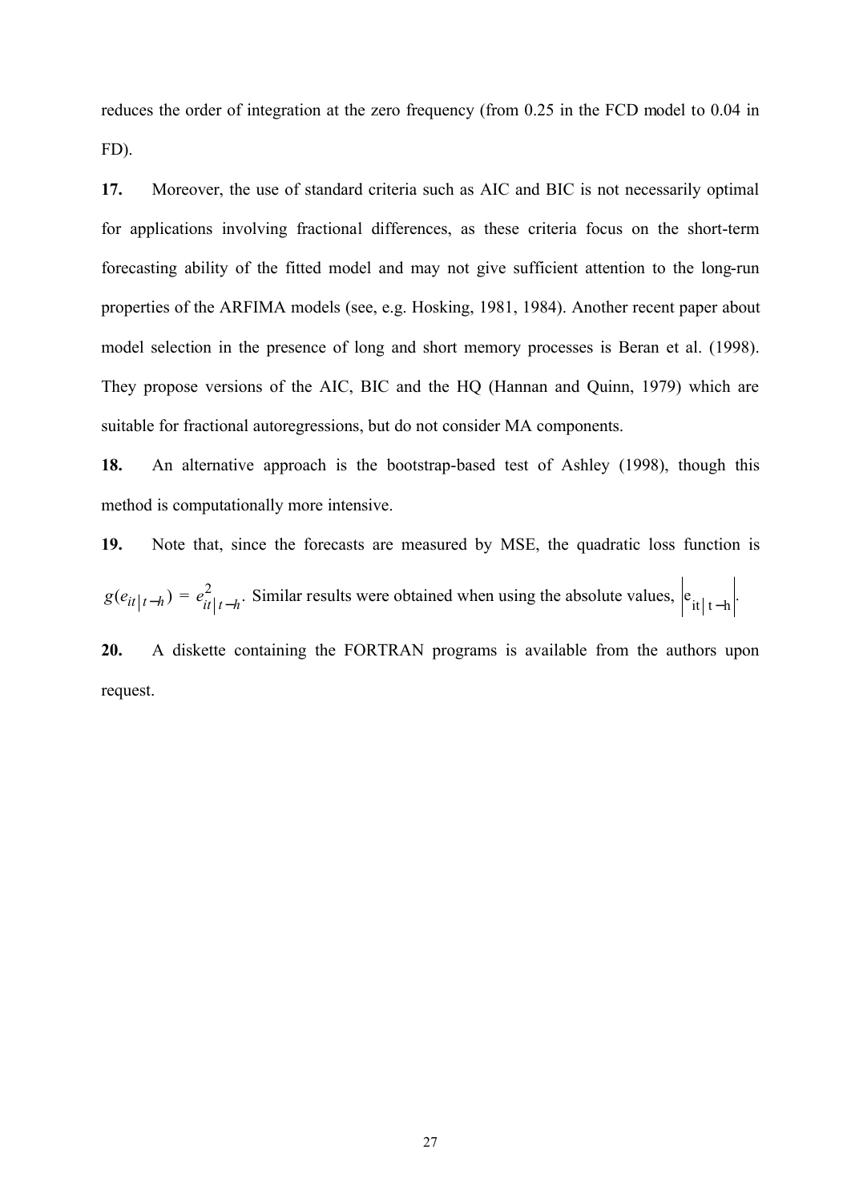reduces the order of integration at the zero frequency (from 0.25 in the FCD model to 0.04 in FD).

**17.** Moreover, the use of standard criteria such as AIC and BIC is not necessarily optimal for applications involving fractional differences, as these criteria focus on the short-term forecasting ability of the fitted model and may not give sufficient attention to the long-run properties of the ARFIMA models (see, e.g. Hosking, 1981, 1984). Another recent paper about model selection in the presence of long and short memory processes is Beran et al. (1998). They propose versions of the AIC, BIC and the HQ (Hannan and Quinn, 1979) which are suitable for fractional autoregressions, but do not consider MA components.

**18.** An alternative approach is the bootstrap-based test of Ashley (1998), though this method is computationally more intensive.

**19.** Note that, since the forecasts are measured by MSE, the quadratic loss function is $g(e_{it|t-h}) = e^2_{it|t-h}$. Similar results were obtained when using the absolute values, $\left|e_{it|t-h}\right|$.

**20.** A diskette containing the FORTRAN programs is available from the authors upon request.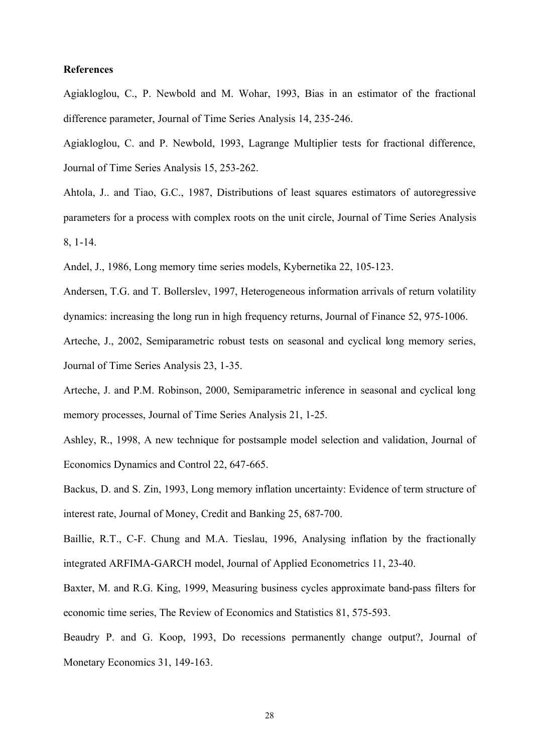**References**

Agiakloglou, C., P. Newbold and M. Wohar, 1993, Bias in an estimator of the fractional difference parameter, Journal of Time Series Analysis 14, 235-246.

Agiakloglou, C. and P. Newbold, 1993, Lagrange Multiplier tests for fractional difference, Journal of Time Series Analysis 15, 253-262.

Ahtola, J.. and Tiao, G.C., 1987, Distributions of least squares estimators of autoregressive parameters for a process with complex roots on the unit circle, Journal of Time Series Analysis 8, 1-14.

Andel, J., 1986, Long memory time series models, Kybernetika 22, 105-123.

Andersen, T.G. and T. Bollerslev, 1997, Heterogeneous information arrivals of return volatility dynamics: increasing the long run in high frequency returns, Journal of Finance 52, 975-1006.

Arteche, J., 2002, Semiparametric robust tests on seasonal and cyclical long memory series, Journal of Time Series Analysis 23, 1-35.

Arteche, J. and P.M. Robinson, 2000, Semiparametric inference in seasonal and cyclical long memory processes, Journal of Time Series Analysis 21, 1-25.

Ashley, R., 1998, A new technique for postsample model selection and validation, Journal of Economics Dynamics and Control 22, 647-665.

Backus, D. and S. Zin, 1993, Long memory inflation uncertainty: Evidence of term structure of interest rate, Journal of Money, Credit and Banking 25, 687-700.

Baillie, R.T., C-F. Chung and M.A. Tieslau, 1996, Analysing inflation by the fractionally integrated ARFIMA-GARCH model, Journal of Applied Econometrics 11, 23-40.

Baxter, M. and R.G. King, 1999, Measuring business cycles approximate band-pass filters for economic time series, The Review of Economics and Statistics 81, 575-593.

Beaudry P. and G. Koop, 1993, Do recessions permanently change output?, Journal of Monetary Economics 31, 149-163.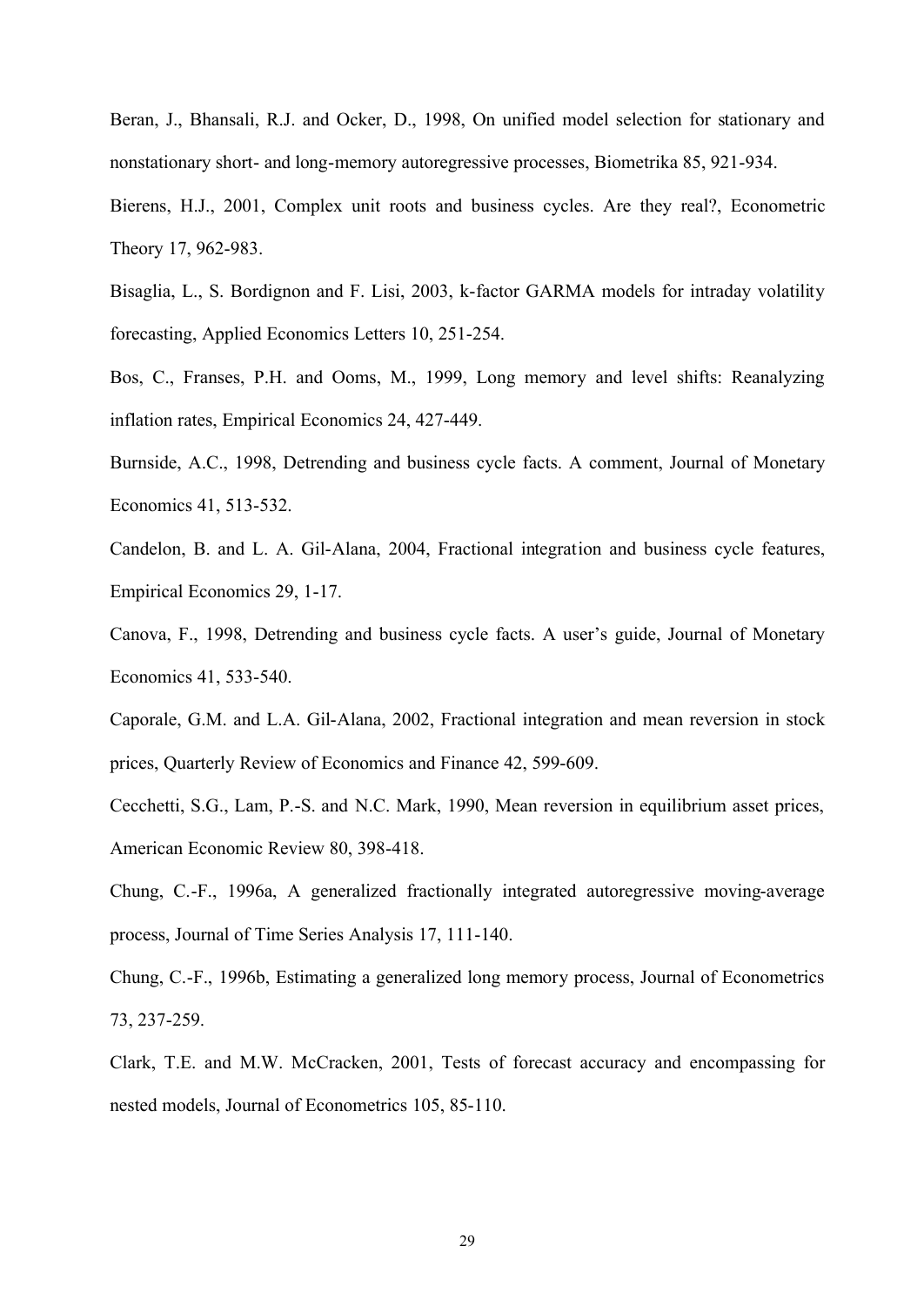Beran, J., Bhansali, R.J. and Ocker, D., 1998, On unified model selection for stationary and nonstationary short- and long-memory autoregressive processes, Biometrika 85, 921-934.

Bierens, H.J., 2001, Complex unit roots and business cycles. Are they real?, Econometric Theory 17, 962-983.

Bisaglia, L., S. Bordignon and F. Lisi, 2003, k-factor GARMA models for intraday volatility forecasting, Applied Economics Letters 10, 251-254.

Bos, C., Franses, P.H. and Ooms, M., 1999, Long memory and level shifts: Reanalyzing inflation rates, Empirical Economics 24, 427-449.

Burnside, A.C., 1998, Detrending and business cycle facts. A comment, Journal of Monetary Economics 41, 513-532.

Candelon, B. and L. A. Gil-Alana, 2004, Fractional integration and business cycle features, Empirical Economics 29, 1-17.

Canova, F., 1998, Detrending and business cycle facts. A user's guide, Journal of Monetary Economics 41, 533-540.

Caporale, G.M. and L.A. Gil-Alana, 2002, Fractional integration and mean reversion in stock prices, Quarterly Review of Economics and Finance 42, 599-609.

Cecchetti, S.G., Lam, P.-S. and N.C. Mark, 1990, Mean reversion in equilibrium asset prices, American Economic Review 80, 398-418.

Chung, C.-F., 1996a, A generalized fractionally integrated autoregressive moving-average process, Journal of Time Series Analysis 17, 111-140.

Chung, C.-F., 1996b, Estimating a generalized long memory process, Journal of Econometrics 73, 237-259.

Clark, T.E. and M.W. McCracken, 2001, Tests of forecast accuracy and encompassing for nested models, Journal of Econometrics 105, 85-110.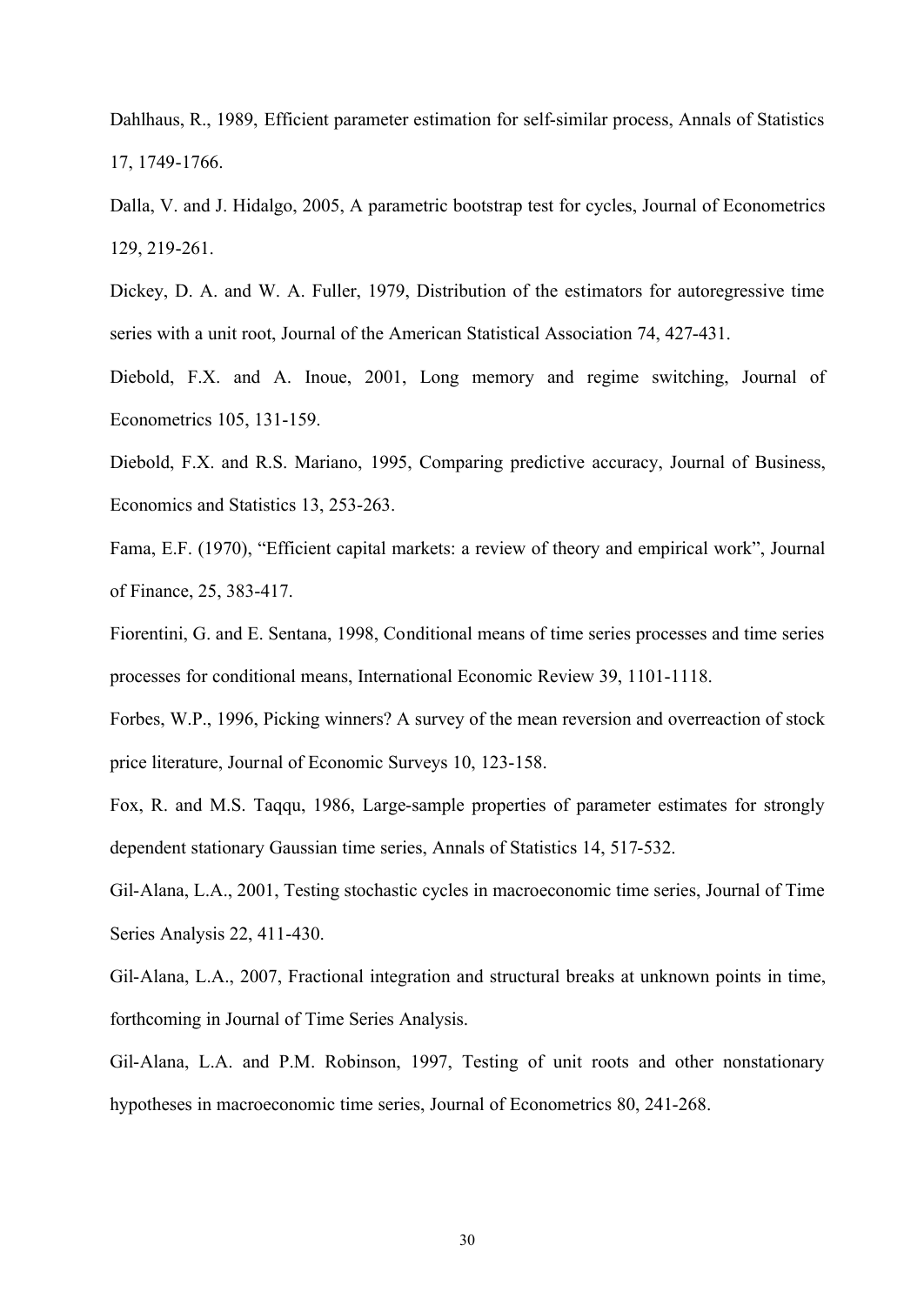Dahlhaus, R., 1989, Efficient parameter estimation for self-similar process, Annals of Statistics 17, 1749-1766.

Dalla, V. and J. Hidalgo, 2005, A parametric bootstrap test for cycles, Journal of Econometrics 129, 219-261.

Dickey, D. A. and W. A. Fuller, 1979, Distribution of the estimators for autoregressive time series with a unit root, Journal of the American Statistical Association 74, 427-431.

Diebold, F.X. and A. Inoue, 2001, Long memory and regime switching, Journal of Econometrics 105, 131-159.

Diebold, F.X. and R.S. Mariano, 1995, Comparing predictive accuracy, Journal of Business, Economics and Statistics 13, 253-263.

Fama, E.F. (1970), "Efficient capital markets: a review of theory and empirical work", Journal of Finance, 25, 383-417.

Fiorentini, G. and E. Sentana, 1998, Conditional means of time series processes and time series processes for conditional means, International Economic Review 39, 1101-1118.

Forbes, W.P., 1996, Picking winners? A survey of the mean reversion and overreaction of stock price literature, Journal of Economic Surveys 10, 123-158.

Fox, R. and M.S. Taqqu, 1986, Large-sample properties of parameter estimates for strongly dependent stationary Gaussian time series, Annals of Statistics 14, 517-532.

Gil-Alana, L.A., 2001, Testing stochastic cycles in macroeconomic time series, Journal of Time Series Analysis 22, 411-430.

Gil-Alana, L.A., 2007, Fractional integration and structural breaks at unknown points in time, forthcoming in Journal of Time Series Analysis.

Gil-Alana, L.A. and P.M. Robinson, 1997, Testing of unit roots and other nonstationary hypotheses in macroeconomic time series, Journal of Econometrics 80, 241-268.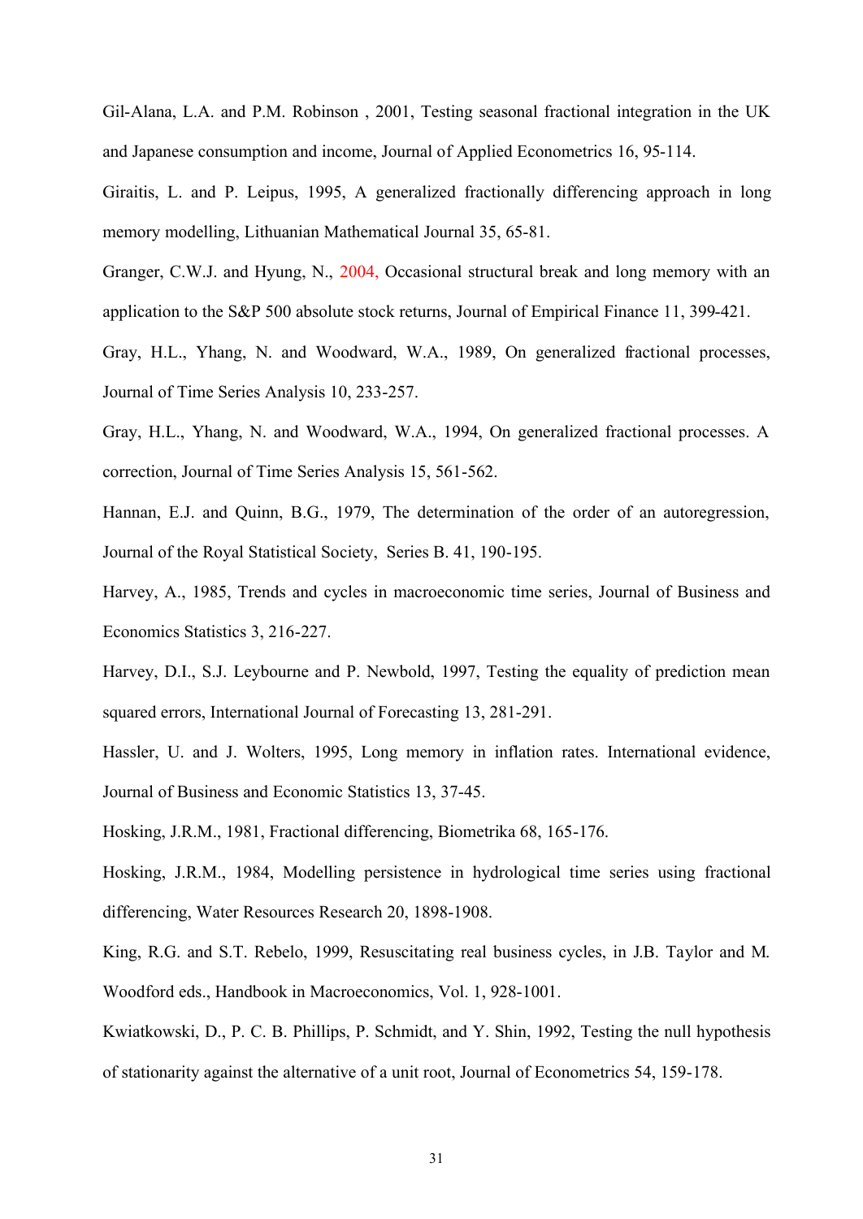Gil-Alana, L.A. and P.M. Robinson , 2001, Testing seasonal fractional integration in the UK and Japanese consumption and income, Journal of Applied Econometrics 16, 95-114.

Giraitis, L. and P. Leipus, 1995, A generalized fractionally differencing approach in long memory modelling, Lithuanian Mathematical Journal 35, 65-81.

Granger, C.W.J. and Hyung, N., 2004, Occasional structural break and long memory with an application to the S&P 500 absolute stock returns, Journal of Empirical Finance 11, 399-421.

Gray, H.L., Yhang, N. and Woodward, W.A., 1989, On generalized fractional processes, Journal of Time Series Analysis 10, 233-257.

Gray, H.L., Yhang, N. and Woodward, W.A., 1994, On generalized fractional processes. A correction, Journal of Time Series Analysis 15, 561-562.

Hannan, E.J. and Quinn, B.G., 1979, The determination of the order of an autoregression, Journal of the Royal Statistical Society, Series B. 41, 190-195.

Harvey, A., 1985, Trends and cycles in macroeconomic time series, Journal of Business and Economics Statistics 3, 216-227.

Harvey, D.I., S.J. Leybourne and P. Newbold, 1997, Testing the equality of prediction mean squared errors, International Journal of Forecasting 13, 281-291.

Hassler, U. and J. Wolters, 1995, Long memory in inflation rates. International evidence, Journal of Business and Economic Statistics 13, 37-45.

Hosking, J.R.M., 1981, Fractional differencing, Biometrika 68, 165-176.

Hosking, J.R.M., 1984, Modelling persistence in hydrological time series using fractional differencing, Water Resources Research 20, 1898-1908.

King, R.G. and S.T. Rebelo, 1999, Resuscitating real business cycles, in J.B. Taylor and M. Woodford eds., Handbook in Macroeconomics, Vol. 1, 928-1001.

Kwiatkowski, D., P. C. B. Phillips, P. Schmidt, and Y. Shin, 1992, Testing the null hypothesis of stationarity against the alternative of a unit root, Journal of Econometrics 54, 159-178.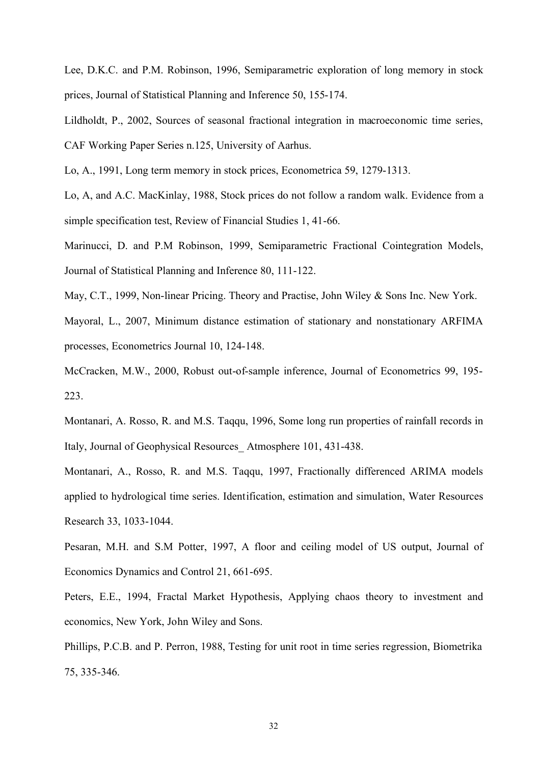Lee, D.K.C. and P.M. Robinson, 1996, Semiparametric exploration of long memory in stock prices, Journal of Statistical Planning and Inference 50, 155-174.

Lildholdt, P., 2002, Sources of seasonal fractional integration in macroeconomic time series, CAF Working Paper Series n.125, University of Aarhus.

Lo, A., 1991, Long term memory in stock prices, Econometrica 59, 1279-1313.

Lo, A, and A.C. MacKinlay, 1988, Stock prices do not follow a random walk. Evidence from a simple specification test, Review of Financial Studies 1, 41-66.

Marinucci, D. and P.M Robinson, 1999, Semiparametric Fractional Cointegration Models, Journal of Statistical Planning and Inference 80, 111-122.

May, C.T., 1999, Non-linear Pricing. Theory and Practise, John Wiley & Sons Inc. New York.

Mayoral, L., 2007, Minimum distance estimation of stationary and nonstationary ARFIMA processes, Econometrics Journal 10, 124-148.

McCracken, M.W., 2000, Robust out-of-sample inference, Journal of Econometrics 99, 195-223.

Montanari, A. Rosso, R. and M.S. Taqqu, 1996, Some long run properties of rainfall records in Italy, Journal of Geophysical Resources_ Atmosphere 101, 431-438.

Montanari, A., Rosso, R. and M.S. Taqqu, 1997, Fractionally differenced ARIMA models applied to hydrological time series. Identification, estimation and simulation, Water Resources Research 33, 1033-1044.

Pesaran, M.H. and S.M Potter, 1997, A floor and ceiling model of US output, Journal of Economics Dynamics and Control 21, 661-695.

Peters, E.E., 1994, Fractal Market Hypothesis, Applying chaos theory to investment and economics, New York, John Wiley and Sons.

Phillips, P.C.B. and P. Perron, 1988, Testing for unit root in time series regression, Biometrika 75, 335-346.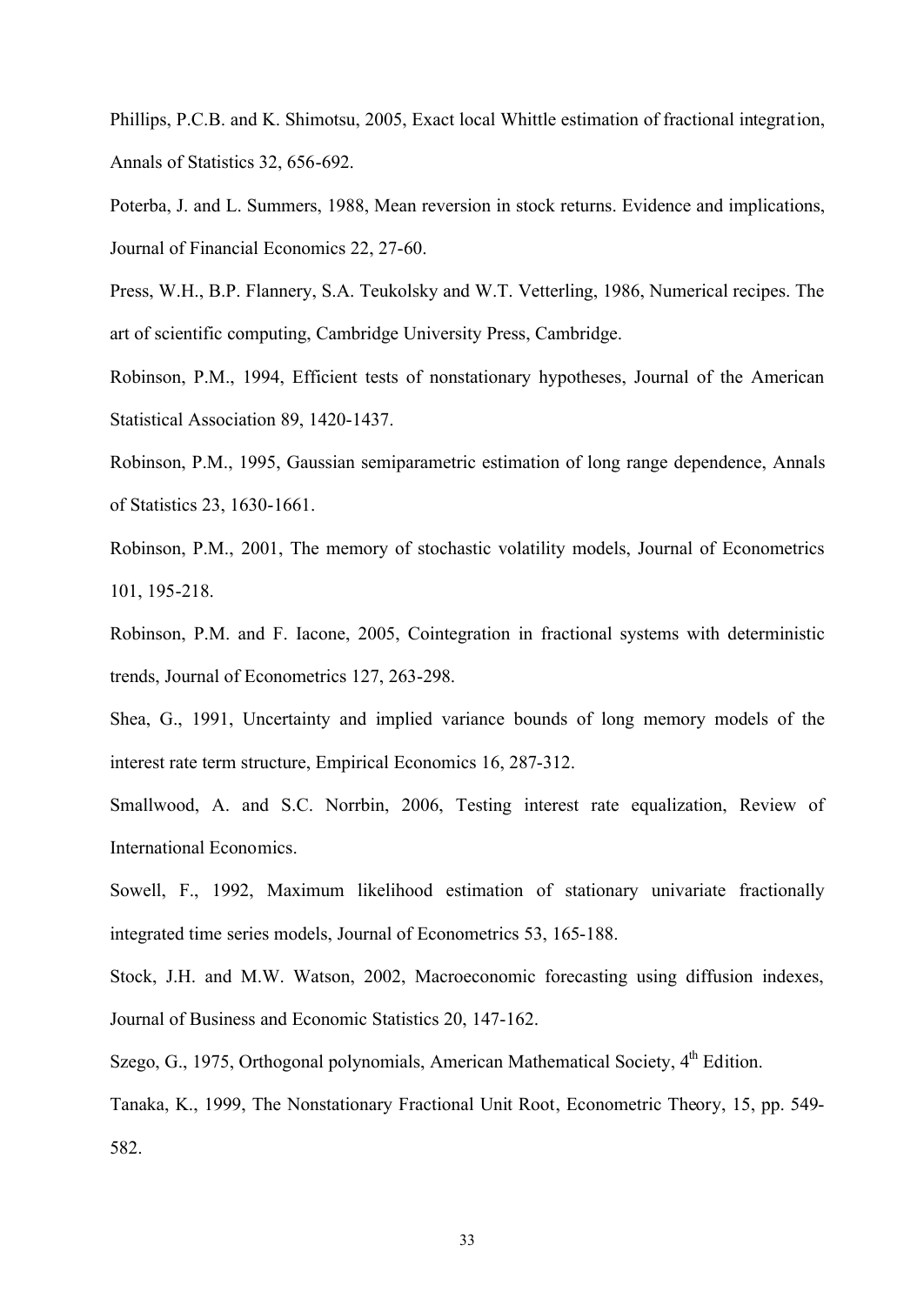Phillips, P.C.B. and K. Shimotsu, 2005, Exact local Whittle estimation of fractional integration, Annals of Statistics 32, 656-692.

Poterba, J. and L. Summers, 1988, Mean reversion in stock returns. Evidence and implications, Journal of Financial Economics 22, 27-60.

Press, W.H., B.P. Flannery, S.A. Teukolsky and W.T. Vetterling, 1986, Numerical recipes. The art of scientific computing, Cambridge University Press, Cambridge.

Robinson, P.M., 1994, Efficient tests of nonstationary hypotheses, Journal of the American Statistical Association 89, 1420-1437.

Robinson, P.M., 1995, Gaussian semiparametric estimation of long range dependence, Annals of Statistics 23, 1630-1661.

Robinson, P.M., 2001, The memory of stochastic volatility models, Journal of Econometrics 101, 195-218.

Robinson, P.M. and F. Iacone, 2005, Cointegration in fractional systems with deterministic trends, Journal of Econometrics 127, 263-298.

Shea, G., 1991, Uncertainty and implied variance bounds of long memory models of the interest rate term structure, Empirical Economics 16, 287-312.

Smallwood, A. and S.C. Norrbin, 2006, Testing interest rate equalization, Review of International Economics.

Sowell, F., 1992, Maximum likelihood estimation of stationary univariate fractionally integrated time series models, Journal of Econometrics 53, 165-188.

Stock, J.H. and M.W. Watson, 2002, Macroeconomic forecasting using diffusion indexes, Journal of Business and Economic Statistics 20, 147-162.

Szego, G., 1975, Orthogonal polynomials, American Mathematical Society, 4th Edition.

Tanaka, K., 1999, The Nonstationary Fractional Unit Root, Econometric Theory, 15, pp. 549-582.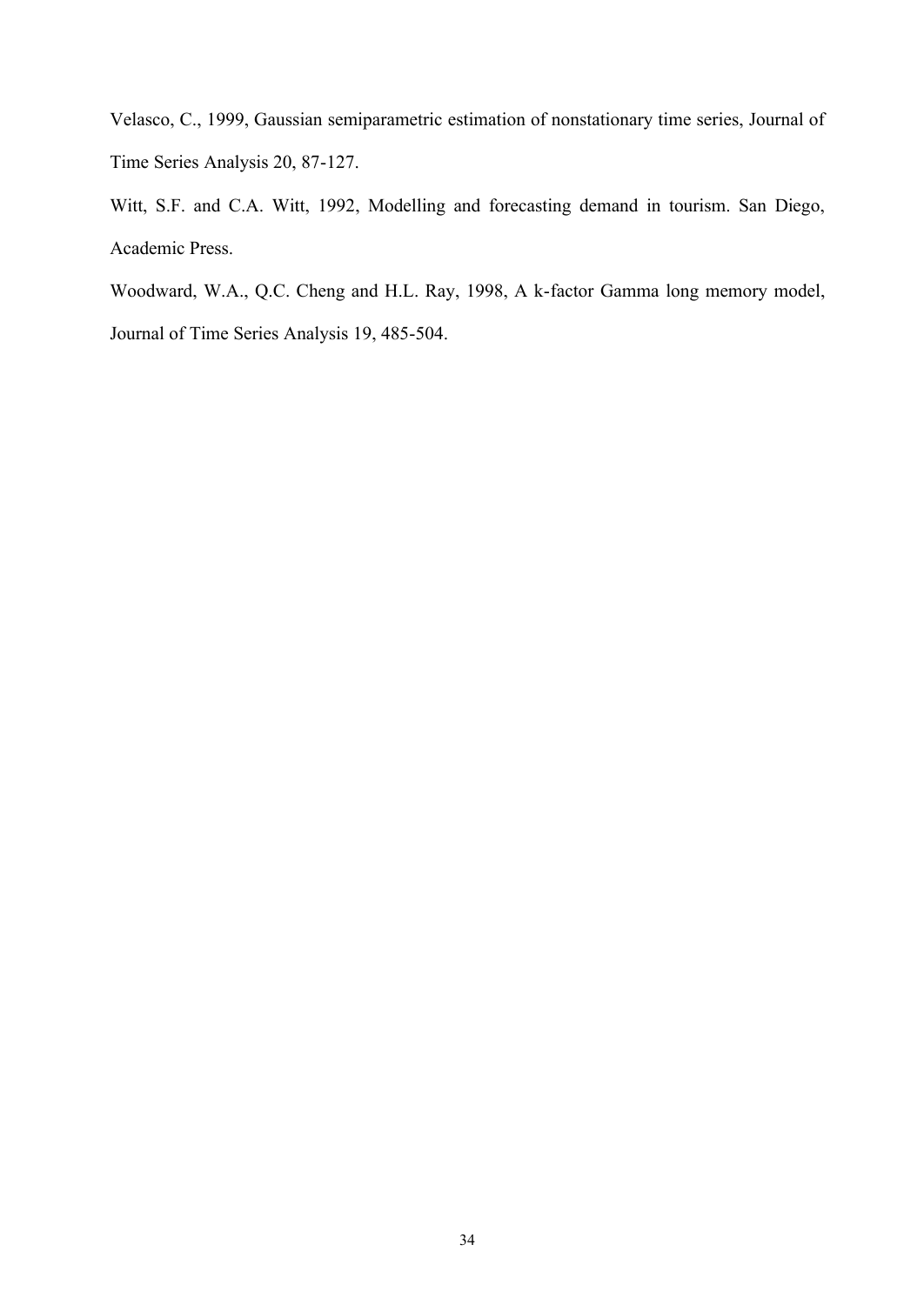Velasco, C., 1999, Gaussian semiparametric estimation of nonstationary time series, Journal of Time Series Analysis 20, 87-127.

Witt, S.F. and C.A. Witt, 1992, Modelling and forecasting demand in tourism. San Diego, Academic Press.

Woodward, W.A., Q.C. Cheng and H.L. Ray, 1998, A k-factor Gamma long memory model, Journal of Time Series Analysis 19, 485-504.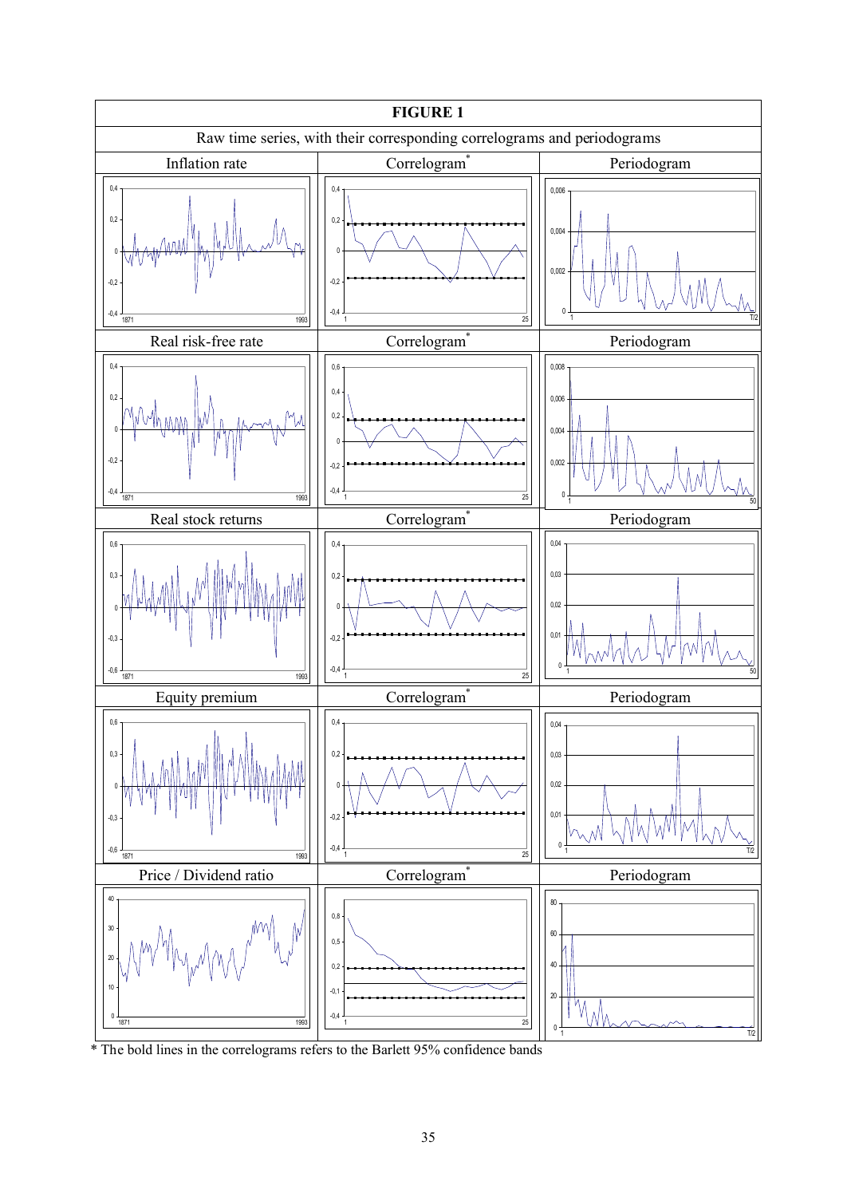# FIGURE 1

Raw time series, with their corresponding correlograms and periodograms

| Inflation rate | Correlogram* | Periodogram |
|---|---|---|
| Real risk-free rate | Correlogram* | Periodogram |
| Real stock returns | Correlogram* | Periodogram |
| Equity premium | Correlogram* | Periodogram |
| Price / Dividend ratio | Correlogram* | Periodogram |

\* The bold lines in the correlograms refers to the Barlett 95% confidence bands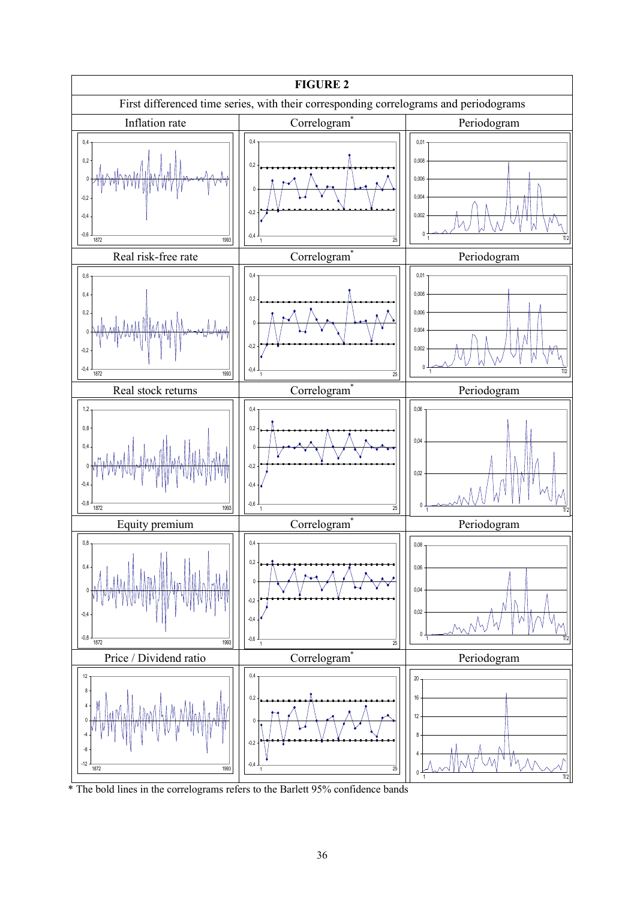**FIGURE 2**

First differenced time series, with their corresponding correlograms and periodograms

| Inflation rate | Correlogram* | Periodogram |
|---|---|---|
| Real risk-free rate | Correlogram* | Periodogram |
| Real stock returns | Correlogram* | Periodogram |
| Equity premium | Correlogram* | Periodogram |
| Price / Dividend ratio | Correlogram* | Periodogram |

* The bold lines in the correlograms refers to the Barlett 95% confidence bands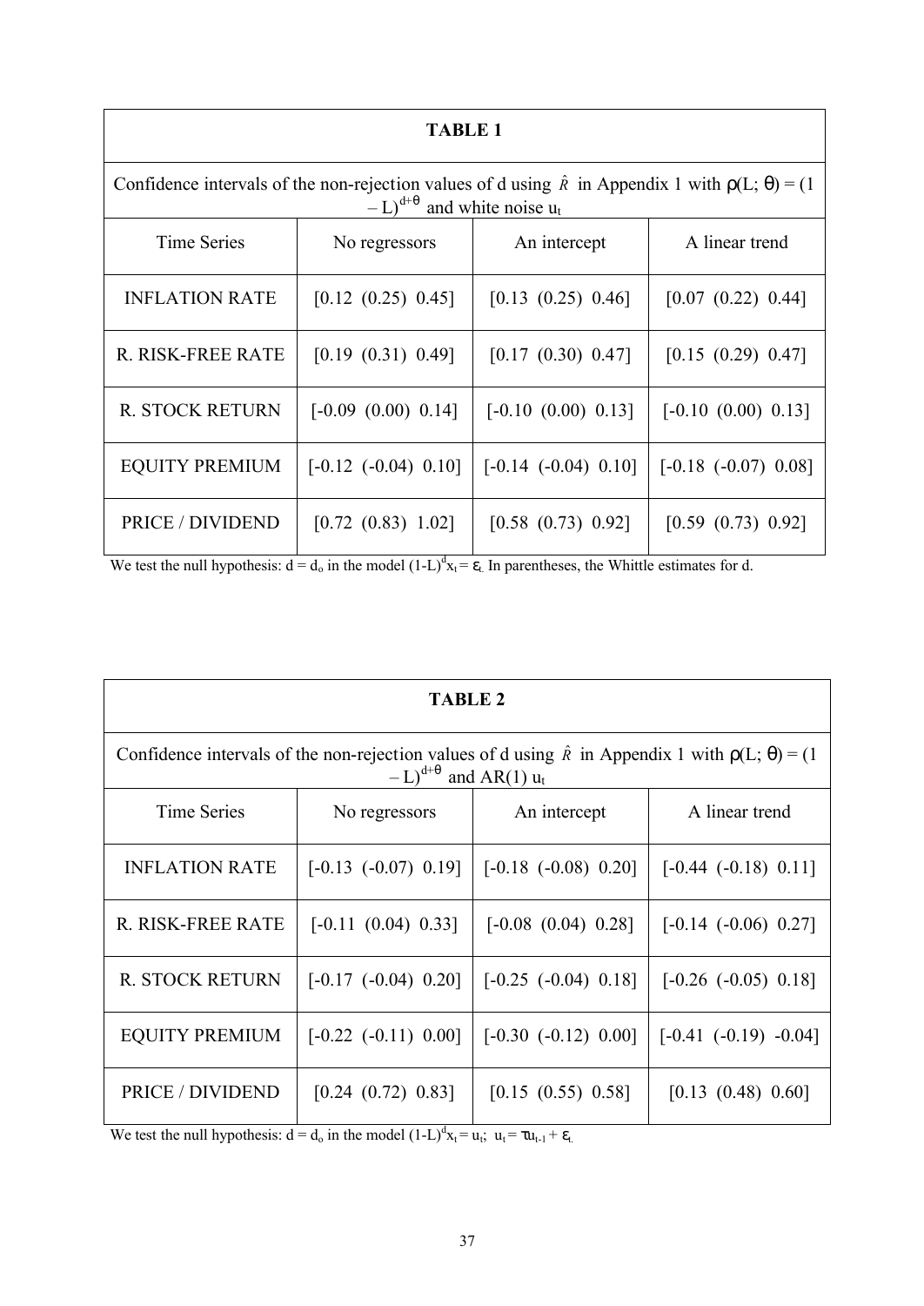**TABLE 1**

Confidence intervals of the non-rejection values of d using $\hat{R}$ in Appendix 1 with $\rho(L; \theta) = (1 - L)^{d+\theta}$ and white noise $u_t$

| Time Series | No regressors | An intercept | A linear trend |
|---|---|---|---|
| INFLATION RATE | [0.12 (0.25) 0.45] | [0.13 (0.25) 0.46] | [0.07 (0.22) 0.44] |
| R. RISK-FREE RATE | [0.19 (0.31) 0.49] | [0.17 (0.30) 0.47] | [0.15 (0.29) 0.47] |
| R. STOCK RETURN | [-0.09 (0.00) 0.14] | [-0.10 (0.00) 0.13] | [-0.10 (0.00) 0.13] |
| EQUITY PREMIUM | [-0.12 (-0.04) 0.10] | [-0.14 (-0.04) 0.10] | [-0.18 (-0.07) 0.08] |
| PRICE / DIVIDEND | [0.72 (0.83) 1.02] | [0.58 (0.73) 0.92] | [0.59 (0.73) 0.92] |

We test the null hypothesis: $d = d_o$ in the model $(1-L)^d x_t = \varepsilon_t$. In parentheses, the Whittle estimates for d.

**TABLE 2**

Confidence intervals of the non-rejection values of d using $\hat{R}$ in Appendix 1 with $\rho(L; \theta) = (1 - L)^{d+\theta}$ and AR(1) $u_t$

| Time Series | No regressors | An intercept | A linear trend |
|---|---|---|---|
| INFLATION RATE | [-0.13 (-0.07) 0.19] | [-0.18 (-0.08) 0.20] | [-0.44 (-0.18) 0.11] |
| R. RISK-FREE RATE | [-0.11 (0.04) 0.33] | [-0.08 (0.04) 0.28] | [-0.14 (-0.06) 0.27] |
| R. STOCK RETURN | [-0.17 (-0.04) 0.20] | [-0.25 (-0.04) 0.18] | [-0.26 (-0.05) 0.18] |
| EQUITY PREMIUM | [-0.22 (-0.11) 0.00] | [-0.30 (-0.12) 0.00] | [-0.41 (-0.19) -0.04] |
| PRICE / DIVIDEND | [0.24 (0.72) 0.83] | [0.15 (0.55) 0.58] | [0.13 (0.48) 0.60] |

We test the null hypothesis: $d = d_o$ in the model $(1-L)^d x_t = u_t$; $u_t = \tau u_{t-1} + \varepsilon_t$.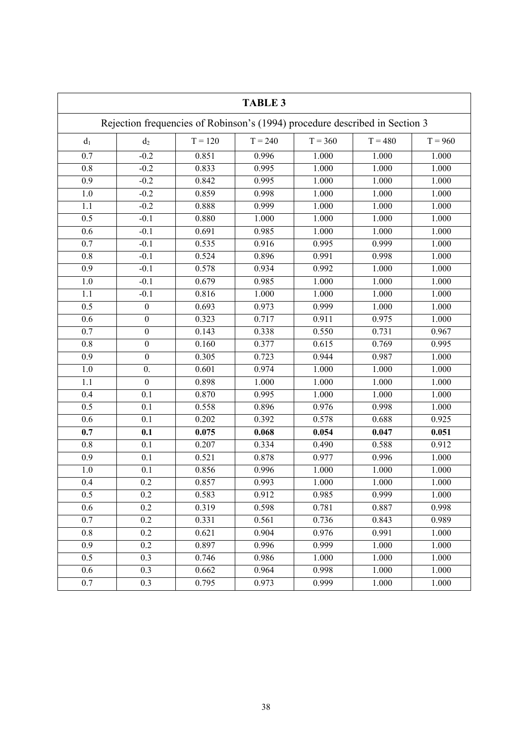**TABLE 3**

Rejection frequencies of Robinson's (1994) procedure described in Section 3

| $d_1$ | $d_2$ | T = 120 | T = 240 | T = 360 | T = 480 | T = 960 |
|---|---|---|---|---|---|---|
| 0.7 | -0.2 | 0.851 | 0.996 | 1.000 | 1.000 | 1.000 |
| 0.8 | -0.2 | 0.833 | 0.995 | 1.000 | 1.000 | 1.000 |
| 0.9 | -0.2 | 0.842 | 0.995 | 1.000 | 1.000 | 1.000 |
| 1.0 | -0.2 | 0.859 | 0.998 | 1.000 | 1.000 | 1.000 |
| 1.1 | -0.2 | 0.888 | 0.999 | 1.000 | 1.000 | 1.000 |
| 0.5 | -0.1 | 0.880 | 1.000 | 1.000 | 1.000 | 1.000 |
| 0.6 | -0.1 | 0.691 | 0.985 | 1.000 | 1.000 | 1.000 |
| 0.7 | -0.1 | 0.535 | 0.916 | 0.995 | 0.999 | 1.000 |
| 0.8 | -0.1 | 0.524 | 0.896 | 0.991 | 0.998 | 1.000 |
| 0.9 | -0.1 | 0.578 | 0.934 | 0.992 | 1.000 | 1.000 |
| 1.0 | -0.1 | 0.679 | 0.985 | 1.000 | 1.000 | 1.000 |
| 1.1 | -0.1 | 0.816 | 1.000 | 1.000 | 1.000 | 1.000 |
| 0.5 | 0 | 0.693 | 0.973 | 0.999 | 1.000 | 1.000 |
| 0.6 | 0 | 0.323 | 0.717 | 0.911 | 0.975 | 1.000 |
| 0.7 | 0 | 0.143 | 0.338 | 0.550 | 0.731 | 0.967 |
| 0.8 | 0 | 0.160 | 0.377 | 0.615 | 0.769 | 0.995 |
| 0.9 | 0 | 0.305 | 0.723 | 0.944 | 0.987 | 1.000 |
| 1.0 | 0. | 0.601 | 0.974 | 1.000 | 1.000 | 1.000 |
| 1.1 | 0 | 0.898 | 1.000 | 1.000 | 1.000 | 1.000 |
| 0.4 | 0.1 | 0.870 | 0.995 | 1.000 | 1.000 | 1.000 |
| 0.5 | 0.1 | 0.558 | 0.896 | 0.976 | 0.998 | 1.000 |
| 0.6 | 0.1 | 0.202 | 0.392 | 0.578 | 0.688 | 0.925 |
| **0.7** | **0.1** | **0.075** | **0.068** | **0.054** | **0.047** | **0.051** |
| 0.8 | 0.1 | 0.207 | 0.334 | 0.490 | 0.588 | 0.912 |
| 0.9 | 0.1 | 0.521 | 0.878 | 0.977 | 0.996 | 1.000 |
| 1.0 | 0.1 | 0.856 | 0.996 | 1.000 | 1.000 | 1.000 |
| 0.4 | 0.2 | 0.857 | 0.993 | 1.000 | 1.000 | 1.000 |
| 0.5 | 0.2 | 0.583 | 0.912 | 0.985 | 0.999 | 1.000 |
| 0.6 | 0.2 | 0.319 | 0.598 | 0.781 | 0.887 | 0.998 |
| 0.7 | 0.2 | 0.331 | 0.561 | 0.736 | 0.843 | 0.989 |
| 0.8 | 0.2 | 0.621 | 0.904 | 0.976 | 0.991 | 1.000 |
| 0.9 | 0.2 | 0.897 | 0.996 | 0.999 | 1.000 | 1.000 |
| 0.5 | 0.3 | 0.746 | 0.986 | 1.000 | 1.000 | 1.000 |
| 0.6 | 0.3 | 0.662 | 0.964 | 0.998 | 1.000 | 1.000 |
| 0.7 | 0.3 | 0.795 | 0.973 | 0.999 | 1.000 | 1.000 |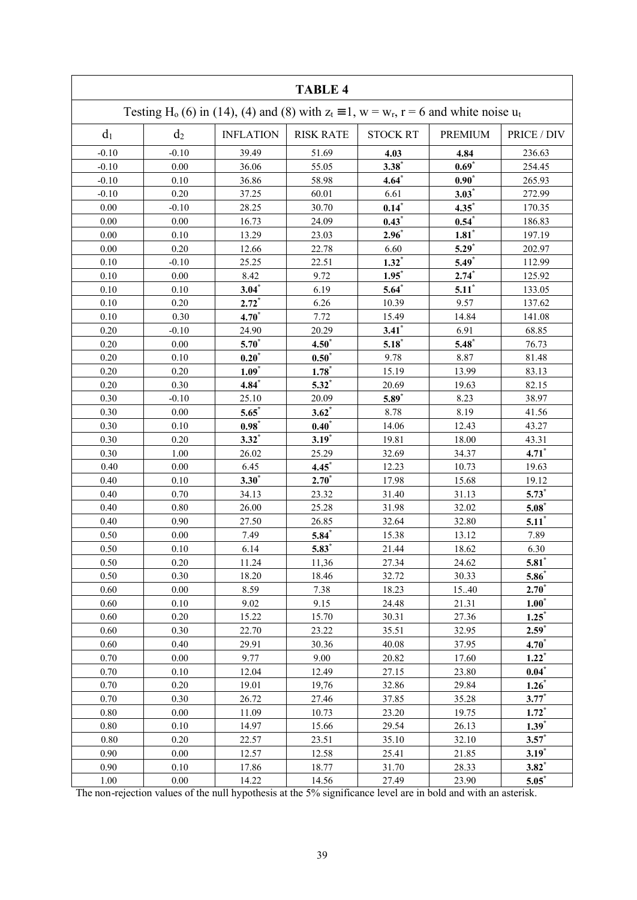**TABLE 4**

Testing $H_o$ (6) in (14), (4) and (8) with $z_t \equiv 1$, $w = w_r$, $r = 6$ and white noise $u_t$

| $d_1$ | $d_2$ | INFLATION | RISK RATE | STOCK RT | PREMIUM | PRICE / DIV |
|---|---|---|---|---|---|---|
| -0.10 | -0.10 | 39.49 | 51.69 | **4.03** | **4.84** | 236.63 |
| -0.10 | 0.00 | 36.06 | 55.05 | **3.38*** | **0.69*** | 254.45 |
| -0.10 | 0.10 | 36.86 | 58.98 | **4.64*** | **0.90*** | 265.93 |
| -0.10 | 0.20 | 37.25 | 60.01 | 6.61 | **3.03*** | 272.99 |
| 0.00 | -0.10 | 28.25 | 30.70 | **0.14*** | **4.35*** | 170.35 |
| 0.00 | 0.00 | 16.73 | 24.09 | **0.43*** | **0.54*** | 186.83 |
| 0.00 | 0.10 | 13.29 | 23.03 | **2.96*** | **1.81*** | 197.19 |
| 0.00 | 0.20 | 12.66 | 22.78 | 6.60 | **5.29*** | 202.97 |
| 0.10 | -0.10 | 25.25 | 22.51 | **1.32*** | **5.49*** | 112.99 |
| 0.10 | 0.00 | 8.42 | 9.72 | **1.95*** | **2.74*** | 125.92 |
| 0.10 | 0.10 | **3.04*** | 6.19 | **5.64*** | **5.11*** | 133.05 |
| 0.10 | 0.20 | **2.72*** | 6.26 | 10.39 | 9.57 | 137.62 |
| 0.10 | 0.30 | **4.70*** | 7.72 | 15.49 | 14.84 | 141.08 |
| 0.20 | -0.10 | 24.90 | 20.29 | **3.41*** | 6.91 | 68.85 |
| 0.20 | 0.00 | **5.70*** | **4.50*** | **5.18*** | **5.48*** | 76.73 |
| 0.20 | 0.10 | **0.20*** | **0.50*** | 9.78 | 8.87 | 81.48 |
| 0.20 | 0.20 | **1.09*** | **1.78*** | 15.19 | 13.99 | 83.13 |
| 0.20 | 0.30 | **4.84*** | **5.32*** | 20.69 | 19.63 | 82.15 |
| 0.30 | -0.10 | 25.10 | 20.09 | **5.89*** | 8.23 | 38.97 |
| 0.30 | 0.00 | **5.65*** | **3.62*** | 8.78 | 8.19 | 41.56 |
| 0.30 | 0.10 | **0.98*** | **0.40*** | 14.06 | 12.43 | 43.27 |
| 0.30 | 0.20 | **3.32*** | **3.19*** | 19.81 | 18.00 | 43.31 |
| 0.30 | 1.00 | 26.02 | 25.29 | 32.69 | 34.37 | **4.71*** |
| 0.40 | 0.00 | 6.45 | **4.45*** | 12.23 | 10.73 | 19.63 |
| 0.40 | 0.10 | **3.30*** | **2.70*** | 17.98 | 15.68 | 19.12 |
| 0.40 | 0.70 | 34.13 | 23.32 | 31.40 | 31.13 | **5.73*** |
| 0.40 | 0.80 | 26.00 | 25.28 | 31.98 | 32.02 | **5.08*** |
| 0.40 | 0.90 | 27.50 | 26.85 | 32.64 | 32.80 | **5.11*** |
| 0.50 | 0.00 | 7.49 | **5.84*** | 15.38 | 13.12 | 7.89 |
| 0.50 | 0.10 | 6.14 | **5.83*** | 21.44 | 18.62 | 6.30 |
| 0.50 | 0.20 | 11.24 | 11,36 | 27.34 | 24.62 | **5.81*** |
| 0.50 | 0.30 | 18.20 | 18.46 | 32.72 | 30.33 | **5.86*** |
| 0.60 | 0.00 | 8.59 | 7.38 | 18.23 | 15..40 | **2.70*** |
| 0.60 | 0.10 | 9.02 | 9.15 | 24.48 | 21.31 | **1.00*** |
| 0.60 | 0.20 | 15.22 | 15.70 | 30.31 | 27.36 | **1.25*** |
| 0.60 | 0.30 | 22.70 | 23.22 | 35.51 | 32.95 | **2.59*** |
| 0.60 | 0.40 | 29.91 | 30.36 | 40.08 | 37.95 | **4.70*** |
| 0.70 | 0.00 | 9.77 | 9.00 | 20.82 | 17.60 | **1.22*** |
| 0.70 | 0.10 | 12.04 | 12.49 | 27.15 | 23.80 | **0.04*** |
| 0.70 | 0.20 | 19.01 | 19,76 | 32.86 | 29.84 | **1.26*** |
| 0.70 | 0.30 | 26.72 | 27.46 | 37.85 | 35.28 | **3.77*** |
| 0.80 | 0.00 | 11.09 | 10.73 | 23.20 | 19.75 | **1.72*** |
| 0.80 | 0.10 | 14.97 | 15.66 | 29.54 | 26.13 | **1.39*** |
| 0.80 | 0.20 | 22.57 | 23.51 | 35.10 | 32.10 | **3.57*** |
| 0.90 | 0.00 | 12.57 | 12.58 | 25.41 | 21.85 | **3.19*** |
| 0.90 | 0.10 | 17.86 | 18.77 | 31.70 | 28.33 | **3.82*** |
| 1.00 | 0.00 | 14.22 | 14.56 | 27.49 | 23.90 | **5.05*** |

The non-rejection values of the null hypothesis at the 5% significance level are in bold and with an asterisk.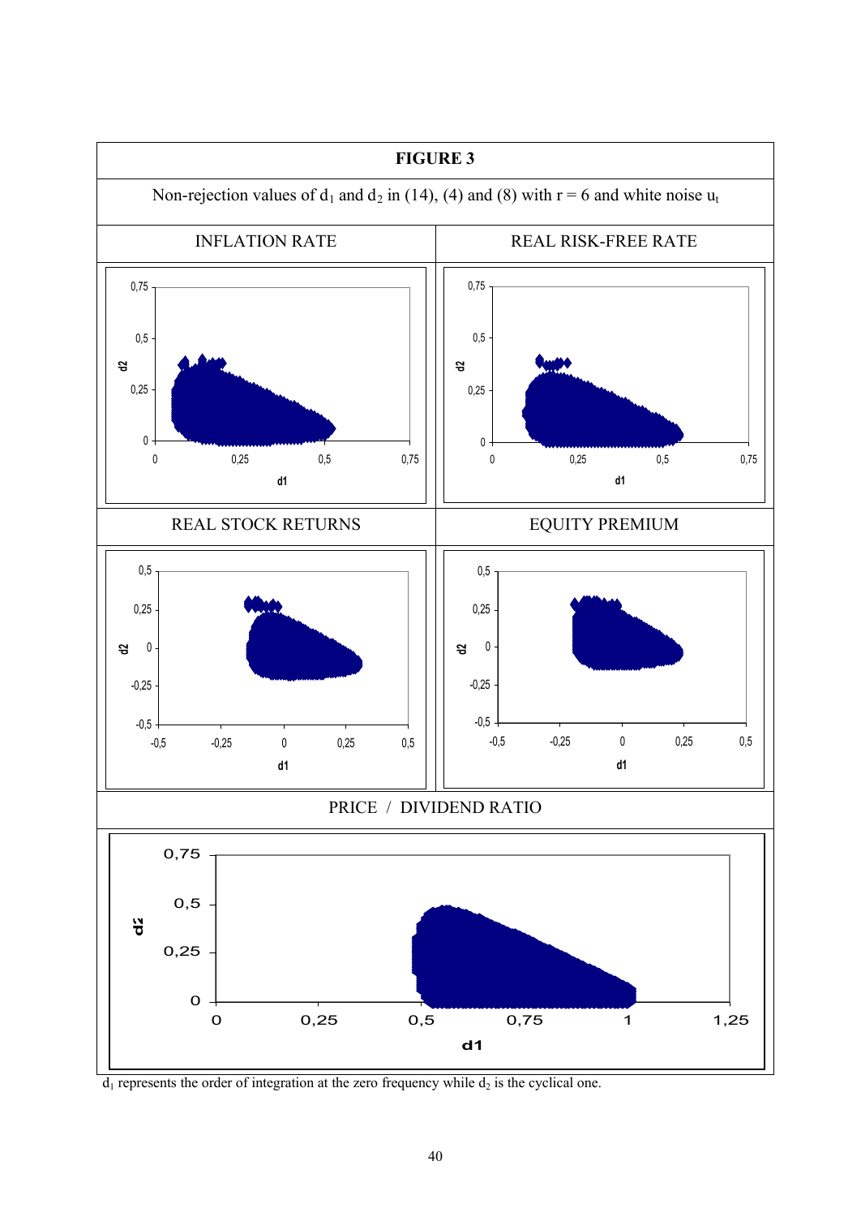**FIGURE 3**

Non-rejection values of $d_1$ and $d_2$ in (14), (4) and (8) with r = 6 and white noise $u_t$

| INFLATION RATE | REAL RISK-FREE RATE |
|---|---|
| REAL STOCK RETURNS | EQUITY PREMIUM |

PRICE / DIVIDEND RATIO

$d_1$ represents the order of integration at the zero frequency while $d_2$ is the cyclical one.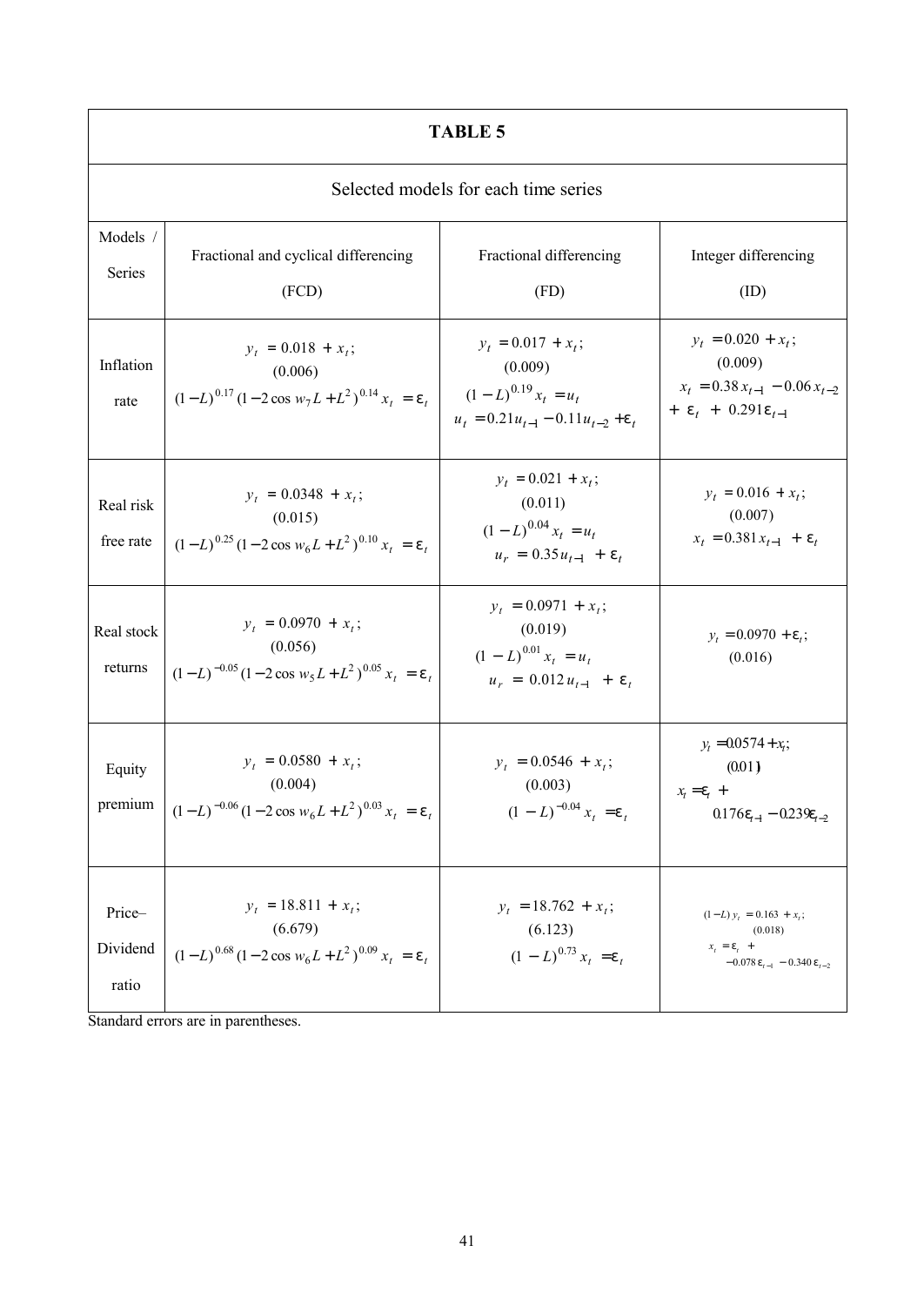**TABLE 5**

Selected models for each time series

| Models / Series | Fractional and cyclical differencing (FCD) | Fractional differencing (FD) | Integer differencing (ID) |
|---|---|---|---|
| Inflation rate | $y_t = 0.018 + x_t$; (0.006) $(1-L)^{0.17}(1-2\cos w_7 L + L^2)^{0.14} x_t = \varepsilon_t$ | $y_t = 0.017 + x_t$; (0.009) $(1-L)^{0.19} x_t = u_t$ $u_t = 0.21 u_{t-1} - 0.11 u_{t-2} + \varepsilon_t$ | $y_t = 0.020 + x_t$; (0.009) $x_t = 0.38 x_{t-1} - 0.06 x_{t-2} + \varepsilon_t + 0.291 \varepsilon_{t-1}$ |
| Real risk free rate | $y_t = 0.0348 + x_t$; (0.015) $(1-L)^{0.25}(1-2\cos w_6 L + L^2)^{0.10} x_t = \varepsilon_t$ | $y_t = 0.021 + x_t$; (0.011) $(1-L)^{0.04} x_t = u_t$ $u_r = 0.35 u_{t-1} + \varepsilon_t$ | $y_t = 0.016 + x_t$; (0.007) $x_t = 0.381 x_{t-1} + \varepsilon_t$ |
| Real stock returns | $y_t = 0.0970 + x_t$; (0.056) $(1-L)^{-0.05}(1-2\cos w_5 L + L^2)^{0.05} x_t = \varepsilon_t$ | $y_t = 0.0971 + x_t$; (0.019) $(1-L)^{0.01} x_t = u_t$ $u_r = 0.012 u_{t-1} + \varepsilon_t$ | $y_t = 0.0970 + \varepsilon_t$; (0.016) |
| Equity premium | $y_t = 0.0580 + x_t$; (0.004) $(1-L)^{-0.06}(1-2\cos w_6 L + L^2)^{0.03} x_t = \varepsilon_t$ | $y_t = 0.0546 + x_t$; (0.003) $(1-L)^{-0.04} x_t = \varepsilon_t$ | $y_t = 0.0574 + x_t$; (0.011) $x_t = \varepsilon_t + 0.176 \varepsilon_{t-1} - 0.239 \varepsilon_{t-2}$ |
| Price–Dividend ratio | $y_t = 18.811 + x_t$; (6.679) $(1-L)^{0.68}(1-2\cos w_6 L + L^2)^{0.09} x_t = \varepsilon_t$ | $y_t = 18.762 + x_t$; (6.123) $(1-L)^{0.73} x_t = \varepsilon_t$ | $(1-L) y_t = 0.163 + x_t$; (0.018) $x_t = \varepsilon_t + -0.078 \varepsilon_{t-1} - 0.340 \varepsilon_{t-2}$ |

Standard errors are in parentheses.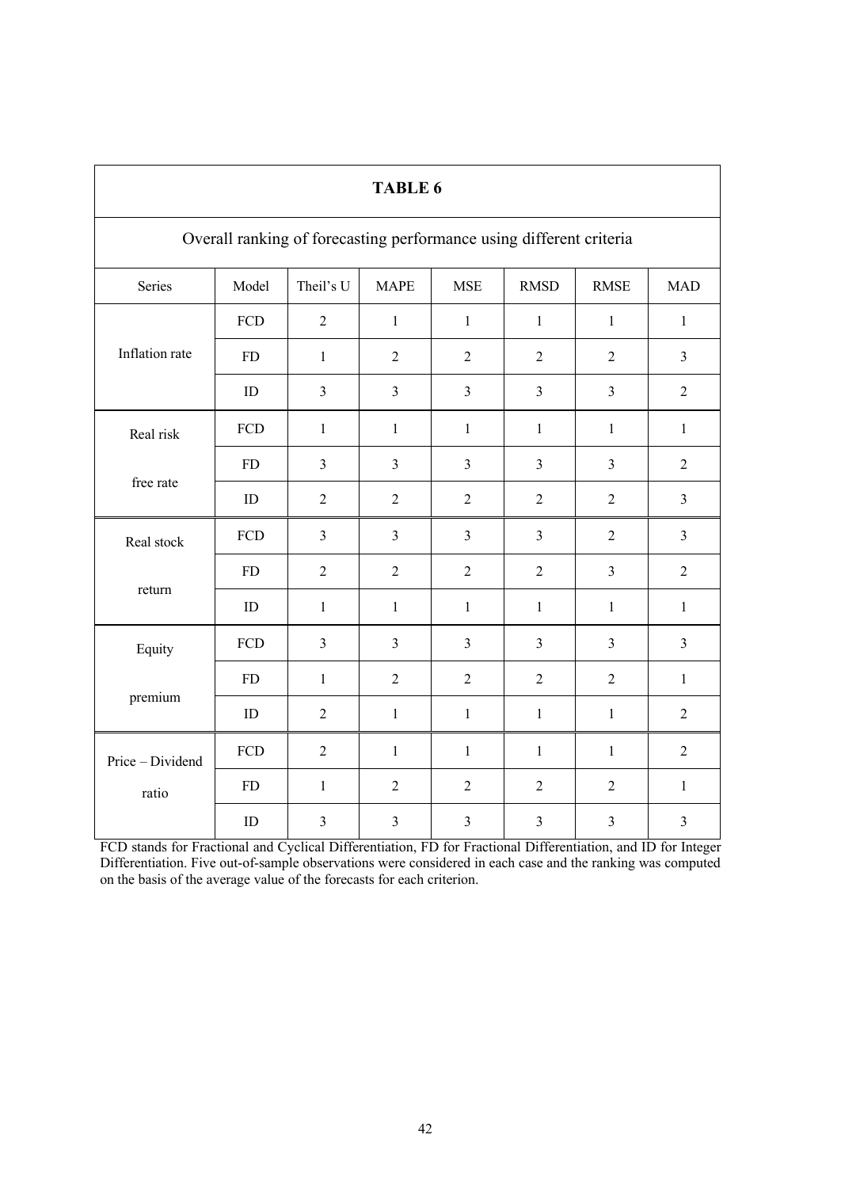## TABLE 6

Overall ranking of forecasting performance using different criteria

| Series | Model | Theil's U | MAPE | MSE | RMSD | RMSE | MAD |
|---|---|---|---|---|---|---|---|
| Inflation rate | FCD | 2 | 1 | 1 | 1 | 1 | 1 |
| | FD | 1 | 2 | 2 | 2 | 2 | 3 |
| | ID | 3 | 3 | 3 | 3 | 3 | 2 |
| Real risk free rate | FCD | 1 | 1 | 1 | 1 | 1 | 1 |
| | FD | 3 | 3 | 3 | 3 | 3 | 2 |
| | ID | 2 | 2 | 2 | 2 | 2 | 3 |
| Real stock return | FCD | 3 | 3 | 3 | 3 | 2 | 3 |
| | FD | 2 | 2 | 2 | 2 | 3 | 2 |
| | ID | 1 | 1 | 1 | 1 | 1 | 1 |
| Equity premium | FCD | 3 | 3 | 3 | 3 | 3 | 3 |
| | FD | 1 | 2 | 2 | 2 | 2 | 1 |
| | ID | 2 | 1 | 1 | 1 | 1 | 2 |
| Price – Dividend ratio | FCD | 2 | 1 | 1 | 1 | 1 | 2 |
| | FD | 1 | 2 | 2 | 2 | 2 | 1 |
| | ID | 3 | 3 | 3 | 3 | 3 | 3 |

FCD stands for Fractional and Cyclical Differentiation, FD for Fractional Differentiation, and ID for Integer Differentiation. Five out-of-sample observations were considered in each case and the ranking was computed on the basis of the average value of the forecasts for each criterion.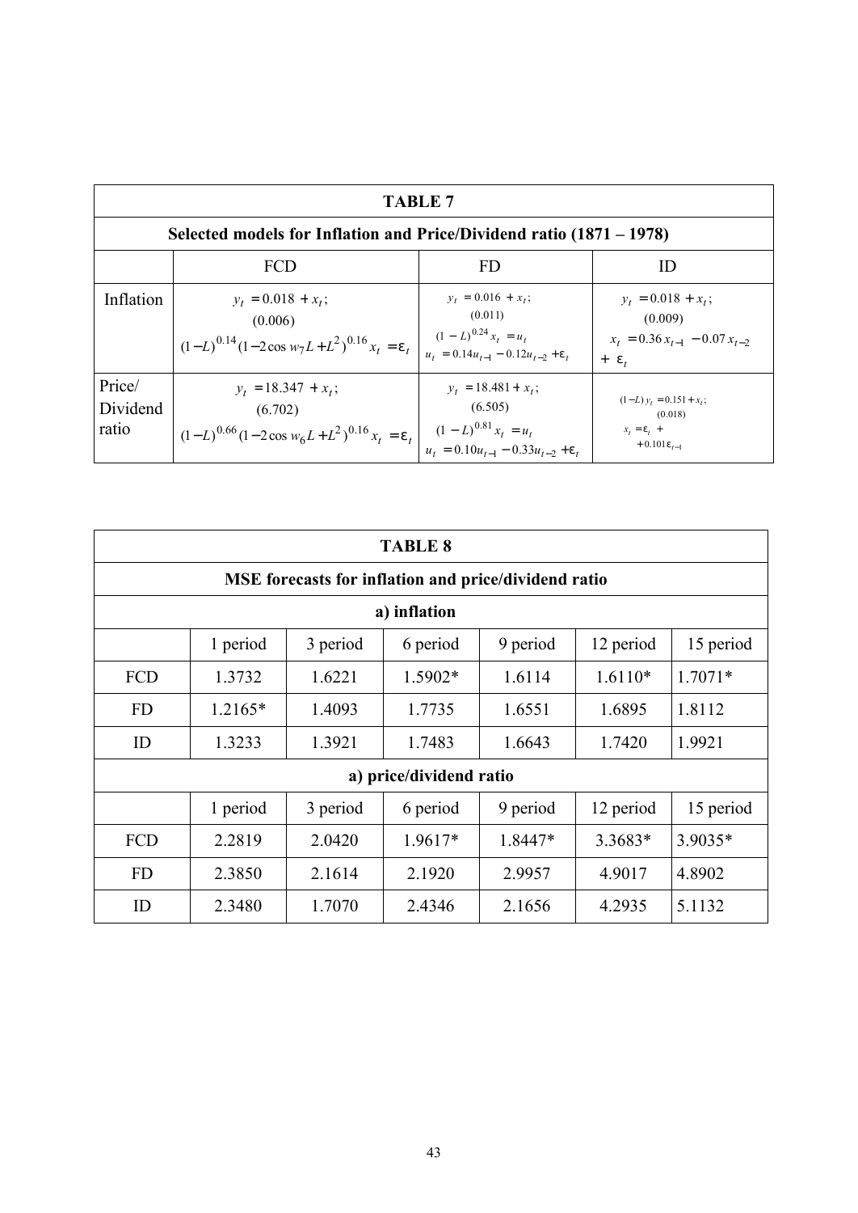| **TABLE 7** | | | |
|---|---|---|---|
| **Selected models for Inflation and Price/Dividend ratio (1871 – 1978)** | | | |
| | FCD | FD | ID |
| Inflation | $y_t = 0.018 + x_t;$ (0.006) $(1-L)^{0.14}(1-2\cos w_7 L + L^2)^{0.16} x_t = \varepsilon_t$ | $y_t = 0.016 + x_t;$ (0.011) $(1-L)^{0.24} x_t = u_t$ $u_t = 0.14 u_{t-1} - 0.12 u_{t-2} + \varepsilon_t$ | $y_t = 0.018 + x_t;$ (0.009) $x_t = 0.36 x_{t-1} - 0.07 x_{t-2} + \varepsilon_t$ |
| Price/ Dividend ratio | $y_t = 18.347 + x_t;$ (6.702) $(1-L)^{0.66}(1-2\cos w_6 L + L^2)^{0.16} x_t = \varepsilon_t$ | $y_t = 18.481 + x_t;$ (6.505) $(1-L)^{0.81} x_t = u_t$ $u_t = 0.10 u_{t-1} - 0.33 u_{t-2} + \varepsilon_t$ | $(1-L) y_t = 0.151 + x_t;$ (0.018) $x_t = \varepsilon_t + 0.101 \varepsilon_{t-1}$ |

| **TABLE 8** | | | | | | |
|---|---|---|---|---|---|---|
| **MSE forecasts for inflation and price/dividend ratio** | | | | | | |
| **a) inflation** | | | | | | |
| | 1 period | 3 period | 6 period | 9 period | 12 period | 15 period |
| FCD | 1.3732 | 1.6221 | 1.5902* | 1.6114 | 1.6110* | 1.7071* |
| FD | 1.2165* | 1.4093 | 1.7735 | 1.6551 | 1.6895 | 1.8112 |
| ID | 1.3233 | 1.3921 | 1.7483 | 1.6643 | 1.7420 | 1.9921 |
| **a) price/dividend ratio** | | | | | | |
| | 1 period | 3 period | 6 period | 9 period | 12 period | 15 period |
| FCD | 2.2819 | 2.0420 | 1.9617* | 1.8447* | 3.3683* | 3.9035* |
| FD | 2.3850 | 2.1614 | 2.1920 | 2.9957 | 4.9017 | 4.8902 |
| ID | 2.3480 | 1.7070 | 2.4346 | 2.1656 | 4.2935 | 5.1132 |